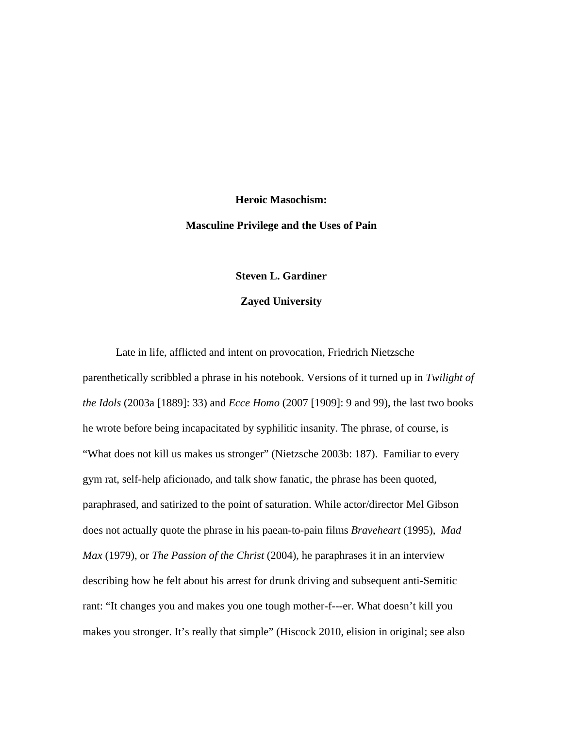# Heroic Masochism:

## Masculine Privilege and the Uses of Pain

**Steven L. Gardiner**

**Zayed University**

Late in life, afflicted and intent on provocation, Friedrich Nietzsche parenthetically scribbled a phrase in his notebook. Versions of it turned up in *Twilight of the Idols* (2003a [1889]: 33) and *Ecce Homo* (2007 [1909]: 9 and 99), the last two books he wrote before being incapacitated by syphilitic insanity. The phrase, of course, is "What does not kill us makes us stronger" (Nietzsche 2003b: 187). Familiar to every gym rat, self-help aficionado, and talk show fanatic, the phrase has been quoted, paraphrased, and satirized to the point of saturation. While actor/director Mel Gibson does not actually quote the phrase in his paean-to-pain films *Braveheart* (1995), *Mad Max* (1979), or *The Passion of the Christ* (2004), he paraphrases it in an interview describing how he felt about his arrest for drunk driving and subsequent anti-Semitic rant: "It changes you and makes you one tough mother-f---er. What doesn't kill you makes you stronger. It's really that simple" (Hiscock 2010, elision in original; see also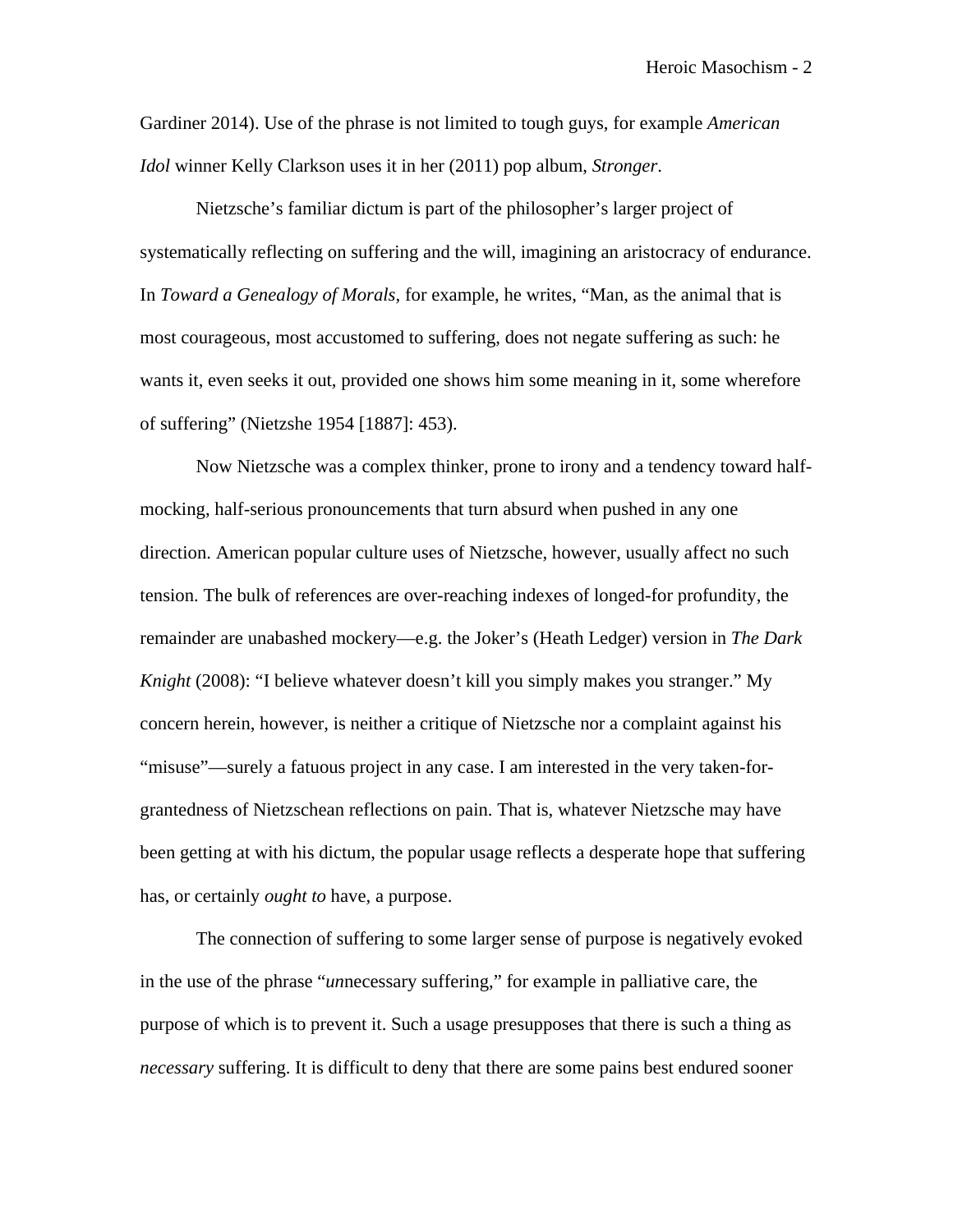Gardiner 2014). Use of the phrase is not limited to tough guys, for example *American Idol* winner Kelly Clarkson uses it in her (2011) pop album, *Stronger*.

Nietzsche's familiar dictum is part of the philosopher's larger project of systematically reflecting on suffering and the will, imagining an aristocracy of endurance. In *Toward a Genealogy of Morals*, for example, he writes, "Man, as the animal that is most courageous, most accustomed to suffering, does not negate suffering as such: he wants it, even seeks it out, provided one shows him some meaning in it, some wherefore of suffering" (Nietzshe 1954 [1887]: 453).

Now Nietzsche was a complex thinker, prone to irony and a tendency toward half-mocking, half-serious pronouncements that turn absurd when pushed in any one direction. American popular culture uses of Nietzsche, however, usually affect no such tension. The bulk of references are over-reaching indexes of longed-for profundity, the remainder are unabashed mockery—e.g. the Joker's (Heath Ledger) version in *The Dark Knight* (2008): "I believe whatever doesn't kill you simply makes you stranger." My concern herein, however, is neither a critique of Nietzsche nor a complaint against his "misuse"—surely a fatuous project in any case. I am interested in the very taken-for-grantedness of Nietzschean reflections on pain. That is, whatever Nietzsche may have been getting at with his dictum, the popular usage reflects a desperate hope that suffering has, or certainly *ought to* have, a purpose.

The connection of suffering to some larger sense of purpose is negatively evoked in the use of the phrase "*un*necessary suffering," for example in palliative care, the purpose of which is to prevent it. Such a usage presupposes that there is such a thing as *necessary* suffering. It is difficult to deny that there are some pains best endured sooner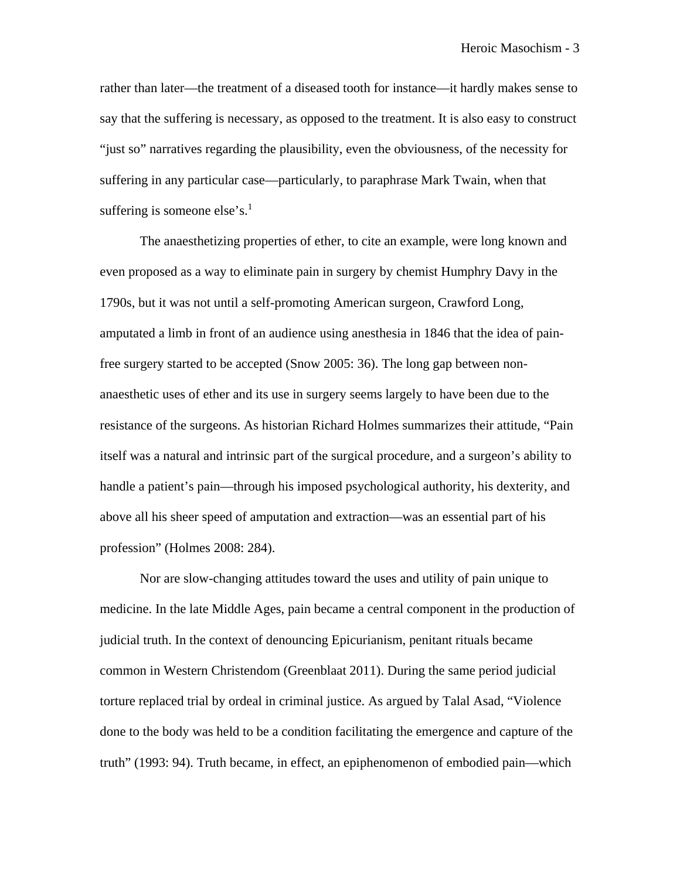rather than later—the treatment of a diseased tooth for instance—it hardly makes sense to say that the suffering is necessary, as opposed to the treatment. It is also easy to construct "just so" narratives regarding the plausibility, even the obviousness, of the necessity for suffering in any particular case—particularly, to paraphrase Mark Twain, when that suffering is someone else's.[1]

The anaesthetizing properties of ether, to cite an example, were long known and even proposed as a way to eliminate pain in surgery by chemist Humphry Davy in the 1790s, but it was not until a self-promoting American surgeon, Crawford Long, amputated a limb in front of an audience using anesthesia in 1846 that the idea of pain-free surgery started to be accepted (Snow 2005: 36). The long gap between non-anaesthetic uses of ether and its use in surgery seems largely to have been due to the resistance of the surgeons. As historian Richard Holmes summarizes their attitude, "Pain itself was a natural and intrinsic part of the surgical procedure, and a surgeon's ability to handle a patient's pain—through his imposed psychological authority, his dexterity, and above all his sheer speed of amputation and extraction—was an essential part of his profession" (Holmes 2008: 284).

Nor are slow-changing attitudes toward the uses and utility of pain unique to medicine. In the late Middle Ages, pain became a central component in the production of judicial truth. In the context of denouncing Epicurianism, penitant rituals became common in Western Christendom (Greenblaat 2011). During the same period judicial torture replaced trial by ordeal in criminal justice. As argued by Talal Asad, "Violence done to the body was held to be a condition facilitating the emergence and capture of the truth" (1993: 94). Truth became, in effect, an epiphenomenon of embodied pain—which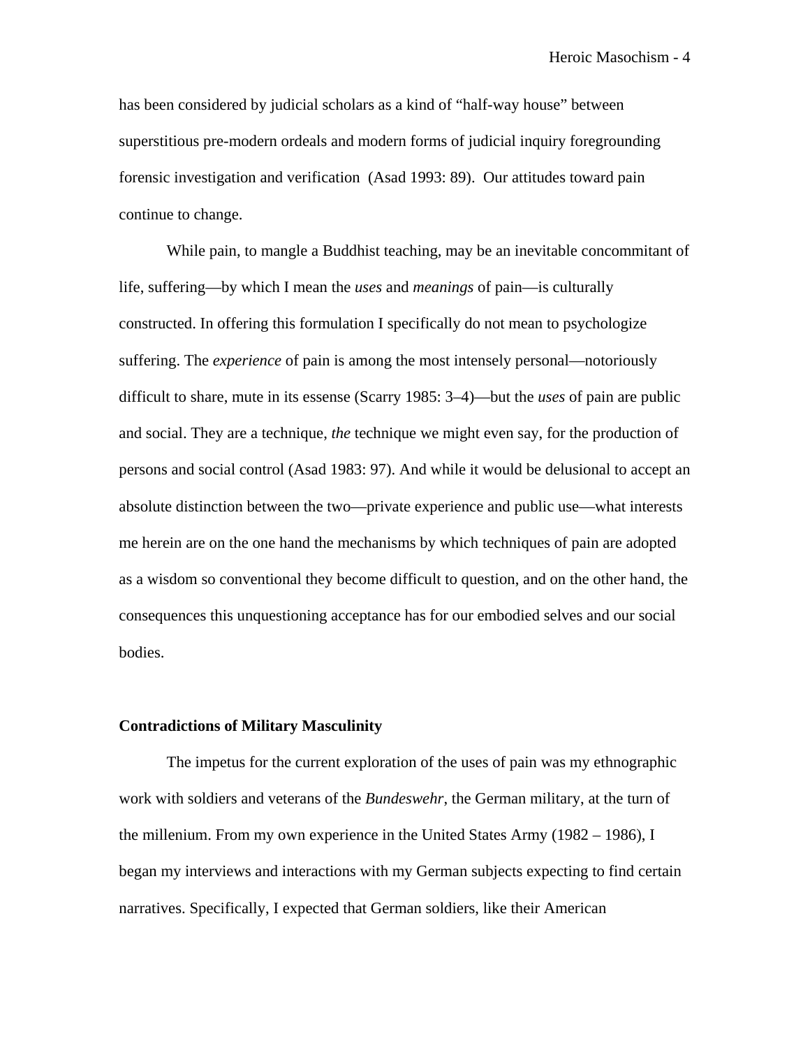has been considered by judicial scholars as a kind of "half-way house" between superstitious pre-modern ordeals and modern forms of judicial inquiry foregrounding forensic investigation and verification (Asad 1993: 89). Our attitudes toward pain continue to change.

While pain, to mangle a Buddhist teaching, may be an inevitable concommitant of life, suffering—by which I mean the *uses* and *meanings* of pain—is culturally constructed. In offering this formulation I specifically do not mean to psychologize suffering. The *experience* of pain is among the most intensely personal—notoriously difficult to share, mute in its essense (Scarry 1985: 3–4)—but the *uses* of pain are public and social. They are a technique, *the* technique we might even say, for the production of persons and social control (Asad 1983: 97). And while it would be delusional to accept an absolute distinction between the two—private experience and public use—what interests me herein are on the one hand the mechanisms by which techniques of pain are adopted as a wisdom so conventional they become difficult to question, and on the other hand, the consequences this unquestioning acceptance has for our embodied selves and our social bodies.

**Contradictions of Military Masculinity**

The impetus for the current exploration of the uses of pain was my ethnographic work with soldiers and veterans of the *Bundeswehr*, the German military, at the turn of the millenium. From my own experience in the United States Army (1982 – 1986), I began my interviews and interactions with my German subjects expecting to find certain narratives. Specifically, I expected that German soldiers, like their American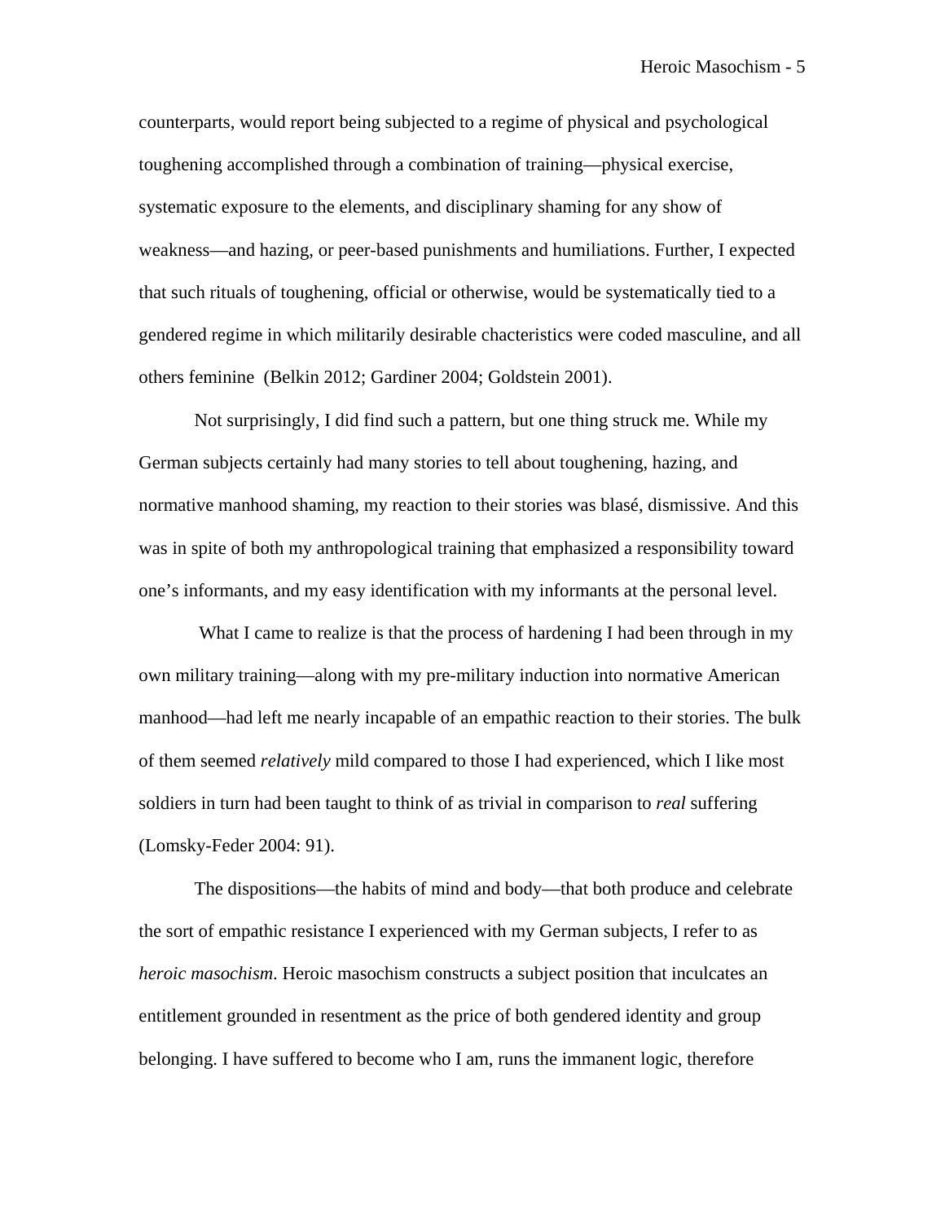counterparts, would report being subjected to a regime of physical and psychological toughening accomplished through a combination of training—physical exercise, systematic exposure to the elements, and disciplinary shaming for any show of weakness—and hazing, or peer-based punishments and humiliations. Further, I expected that such rituals of toughening, official or otherwise, would be systematically tied to a gendered regime in which militarily desirable chacteristics were coded masculine, and all others feminine (Belkin 2012; Gardiner 2004; Goldstein 2001).

Not surprisingly, I did find such a pattern, but one thing struck me. While my German subjects certainly had many stories to tell about toughening, hazing, and normative manhood shaming, my reaction to their stories was blasé, dismissive. And this was in spite of both my anthropological training that emphasized a responsibility toward one's informants, and my easy identification with my informants at the personal level.

What I came to realize is that the process of hardening I had been through in my own military training—along with my pre-military induction into normative American manhood—had left me nearly incapable of an empathic reaction to their stories. The bulk of them seemed *relatively* mild compared to those I had experienced, which I like most soldiers in turn had been taught to think of as trivial in comparison to *real* suffering (Lomsky-Feder 2004: 91).

The dispositions—the habits of mind and body—that both produce and celebrate the sort of empathic resistance I experienced with my German subjects, I refer to as *heroic masochism*. Heroic masochism constructs a subject position that inculcates an entitlement grounded in resentment as the price of both gendered identity and group belonging. I have suffered to become who I am, runs the immanent logic, therefore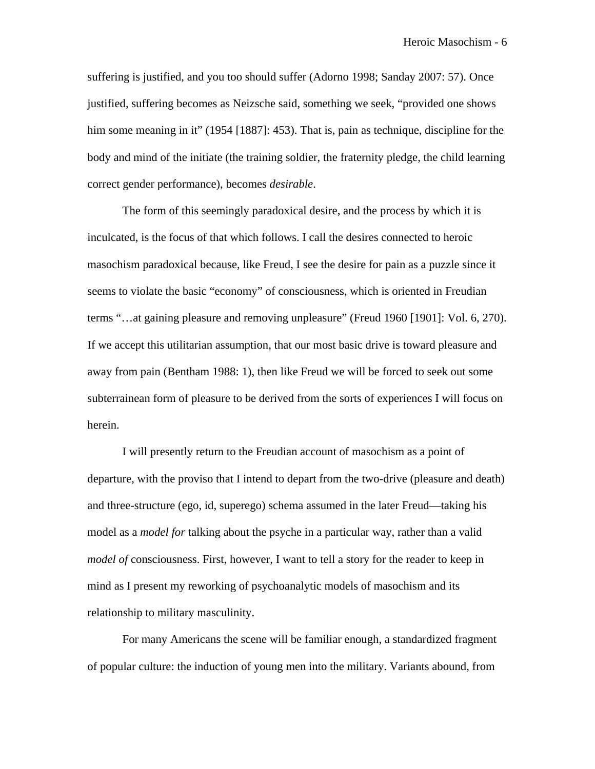suffering is justified, and you too should suffer (Adorno 1998; Sanday 2007: 57). Once justified, suffering becomes as Neizsche said, something we seek, "provided one shows him some meaning in it" (1954 [1887]: 453). That is, pain as technique, discipline for the body and mind of the initiate (the training soldier, the fraternity pledge, the child learning correct gender performance), becomes *desirable*.

The form of this seemingly paradoxical desire, and the process by which it is inculcated, is the focus of that which follows. I call the desires connected to heroic masochism paradoxical because, like Freud, I see the desire for pain as a puzzle since it seems to violate the basic "economy" of consciousness, which is oriented in Freudian terms "…at gaining pleasure and removing unpleasure" (Freud 1960 [1901]: Vol. 6, 270). If we accept this utilitarian assumption, that our most basic drive is toward pleasure and away from pain (Bentham 1988: 1), then like Freud we will be forced to seek out some subterrainean form of pleasure to be derived from the sorts of experiences I will focus on herein.

I will presently return to the Freudian account of masochism as a point of departure, with the proviso that I intend to depart from the two-drive (pleasure and death) and three-structure (ego, id, superego) schema assumed in the later Freud—taking his model as a *model for* talking about the psyche in a particular way, rather than a valid *model of* consciousness. First, however, I want to tell a story for the reader to keep in mind as I present my reworking of psychoanalytic models of masochism and its relationship to military masculinity.

For many Americans the scene will be familiar enough, a standardized fragment of popular culture: the induction of young men into the military. Variants abound, from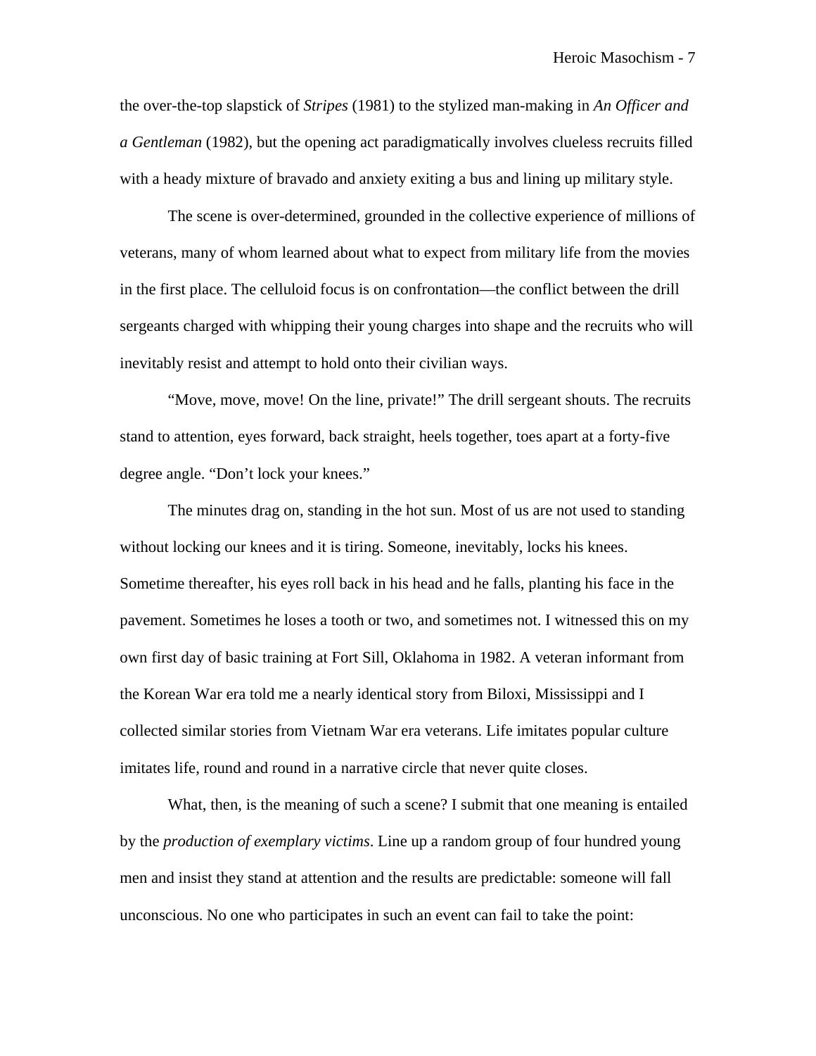the over-the-top slapstick of *Stripes* (1981) to the stylized man-making in *An Officer and a Gentleman* (1982), but the opening act paradigmatically involves clueless recruits filled with a heady mixture of bravado and anxiety exiting a bus and lining up military style.

The scene is over-determined, grounded in the collective experience of millions of veterans, many of whom learned about what to expect from military life from the movies in the first place. The celluloid focus is on confrontation—the conflict between the drill sergeants charged with whipping their young charges into shape and the recruits who will inevitably resist and attempt to hold onto their civilian ways.

"Move, move, move! On the line, private!" The drill sergeant shouts. The recruits stand to attention, eyes forward, back straight, heels together, toes apart at a forty-five degree angle. "Don't lock your knees."

The minutes drag on, standing in the hot sun. Most of us are not used to standing without locking our knees and it is tiring. Someone, inevitably, locks his knees. Sometime thereafter, his eyes roll back in his head and he falls, planting his face in the pavement. Sometimes he loses a tooth or two, and sometimes not. I witnessed this on my own first day of basic training at Fort Sill, Oklahoma in 1982. A veteran informant from the Korean War era told me a nearly identical story from Biloxi, Mississippi and I collected similar stories from Vietnam War era veterans. Life imitates popular culture imitates life, round and round in a narrative circle that never quite closes.

What, then, is the meaning of such a scene? I submit that one meaning is entailed by the *production of exemplary victims*. Line up a random group of four hundred young men and insist they stand at attention and the results are predictable: someone will fall unconscious. No one who participates in such an event can fail to take the point: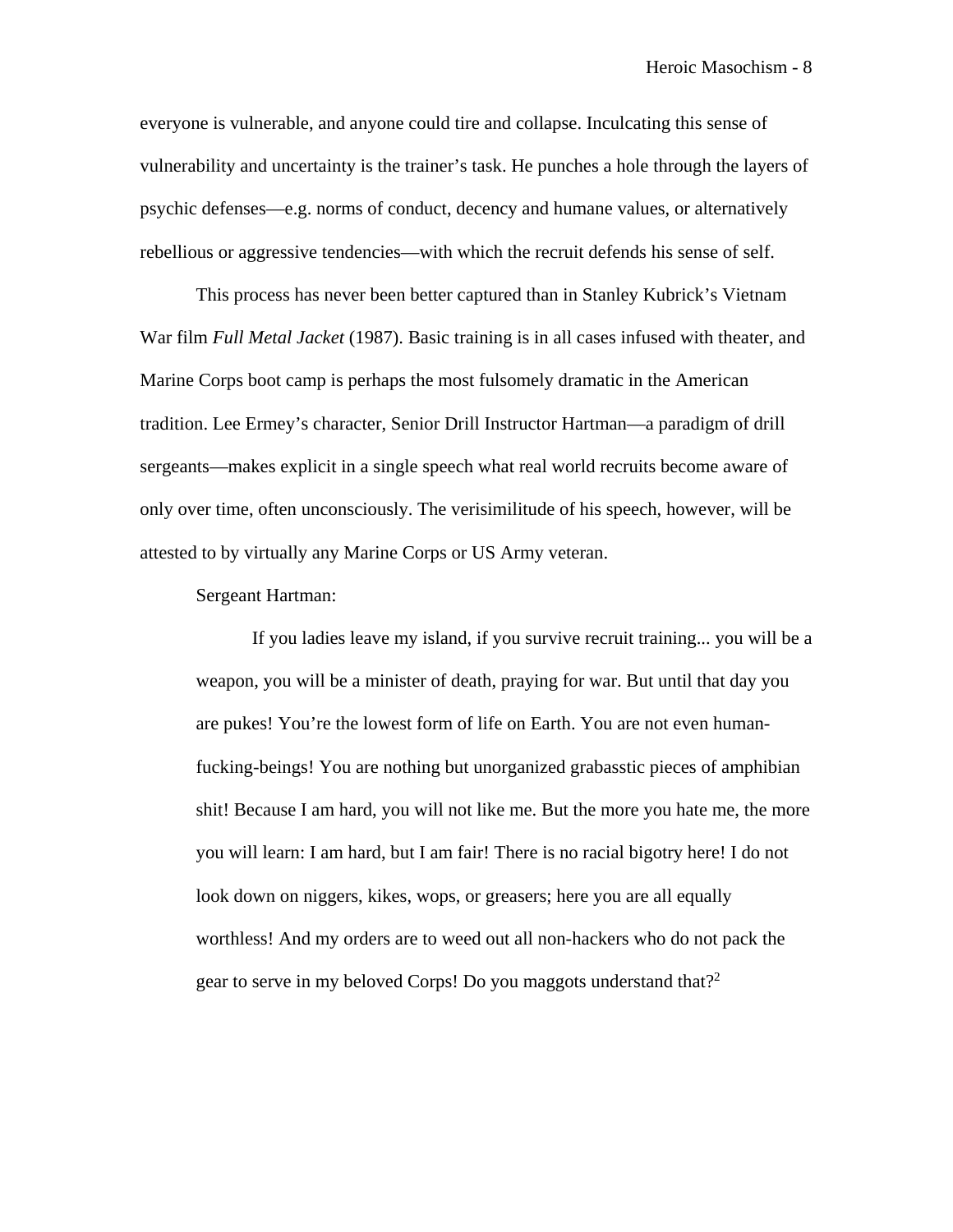everyone is vulnerable, and anyone could tire and collapse. Inculcating this sense of vulnerability and uncertainty is the trainer's task. He punches a hole through the layers of psychic defenses—e.g. norms of conduct, decency and humane values, or alternatively rebellious or aggressive tendencies—with which the recruit defends his sense of self.

This process has never been better captured than in Stanley Kubrick's Vietnam War film *Full Metal Jacket* (1987). Basic training is in all cases infused with theater, and Marine Corps boot camp is perhaps the most fulsomely dramatic in the American tradition. Lee Ermey's character, Senior Drill Instructor Hartman—a paradigm of drill sergeants—makes explicit in a single speech what real world recruits become aware of only over time, often unconsciously. The verisimilitude of his speech, however, will be attested to by virtually any Marine Corps or US Army veteran.

Sergeant Hartman:

> If you ladies leave my island, if you survive recruit training... you will be a weapon, you will be a minister of death, praying for war. But until that day you are pukes! You're the lowest form of life on Earth. You are not even human-fucking-beings! You are nothing but unorganized grabasstic pieces of amphibian shit! Because I am hard, you will not like me. But the more you hate me, the more you will learn: I am hard, but I am fair! There is no racial bigotry here! I do not look down on niggers, kikes, wops, or greasers; here you are all equally worthless! And my orders are to weed out all non-hackers who do not pack the gear to serve in my beloved Corps! Do you maggots understand that?[2]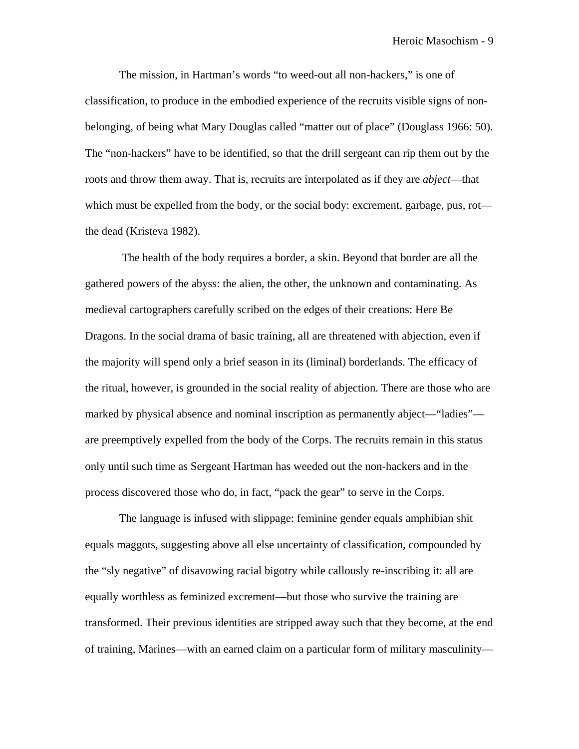The mission, in Hartman's words "to weed-out all non-hackers," is one of classification, to produce in the embodied experience of the recruits visible signs of non-belonging, of being what Mary Douglas called "matter out of place" (Douglass 1966: 50). The "non-hackers" have to be identified, so that the drill sergeant can rip them out by the roots and throw them away. That is, recruits are interpolated as if they are *abject*—that which must be expelled from the body, or the social body: excrement, garbage, pus, rot—the dead (Kristeva 1982).

The health of the body requires a border, a skin. Beyond that border are all the gathered powers of the abyss: the alien, the other, the unknown and contaminating. As medieval cartographers carefully scribed on the edges of their creations: Here Be Dragons. In the social drama of basic training, all are threatened with abjection, even if the majority will spend only a brief season in its (liminal) borderlands. The efficacy of the ritual, however, is grounded in the social reality of abjection. There are those who are marked by physical absence and nominal inscription as permanently abject—"ladies"—are preemptively expelled from the body of the Corps. The recruits remain in this status only until such time as Sergeant Hartman has weeded out the non-hackers and in the process discovered those who do, in fact, "pack the gear" to serve in the Corps.

The language is infused with slippage: feminine gender equals amphibian shit equals maggots, suggesting above all else uncertainty of classification, compounded by the "sly negative" of disavowing racial bigotry while callously re-inscribing it: all are equally worthless as feminized excrement—but those who survive the training are transformed. Their previous identities are stripped away such that they become, at the end of training, Marines—with an earned claim on a particular form of military masculinity—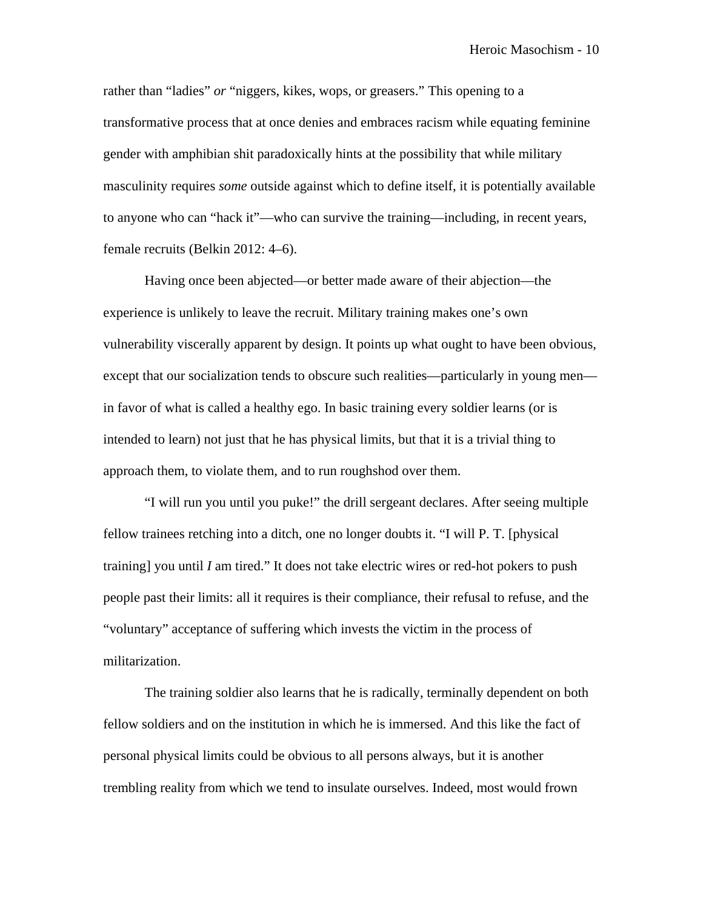rather than "ladies" *or* "niggers, kikes, wops, or greasers." This opening to a transformative process that at once denies and embraces racism while equating feminine gender with amphibian shit paradoxically hints at the possibility that while military masculinity requires *some* outside against which to define itself, it is potentially available to anyone who can "hack it"—who can survive the training—including, in recent years, female recruits (Belkin 2012: 4–6).

Having once been abjected—or better made aware of their abjection—the experience is unlikely to leave the recruit. Military training makes one's own vulnerability viscerally apparent by design. It points up what ought to have been obvious, except that our socialization tends to obscure such realities—particularly in young men—in favor of what is called a healthy ego. In basic training every soldier learns (or is intended to learn) not just that he has physical limits, but that it is a trivial thing to approach them, to violate them, and to run roughshod over them.

"I will run you until you puke!" the drill sergeant declares. After seeing multiple fellow trainees retching into a ditch, one no longer doubts it. "I will P. T. [physical training] you until *I* am tired." It does not take electric wires or red-hot pokers to push people past their limits: all it requires is their compliance, their refusal to refuse, and the "voluntary" acceptance of suffering which invests the victim in the process of militarization.

The training soldier also learns that he is radically, terminally dependent on both fellow soldiers and on the institution in which he is immersed. And this like the fact of personal physical limits could be obvious to all persons always, but it is another trembling reality from which we tend to insulate ourselves. Indeed, most would frown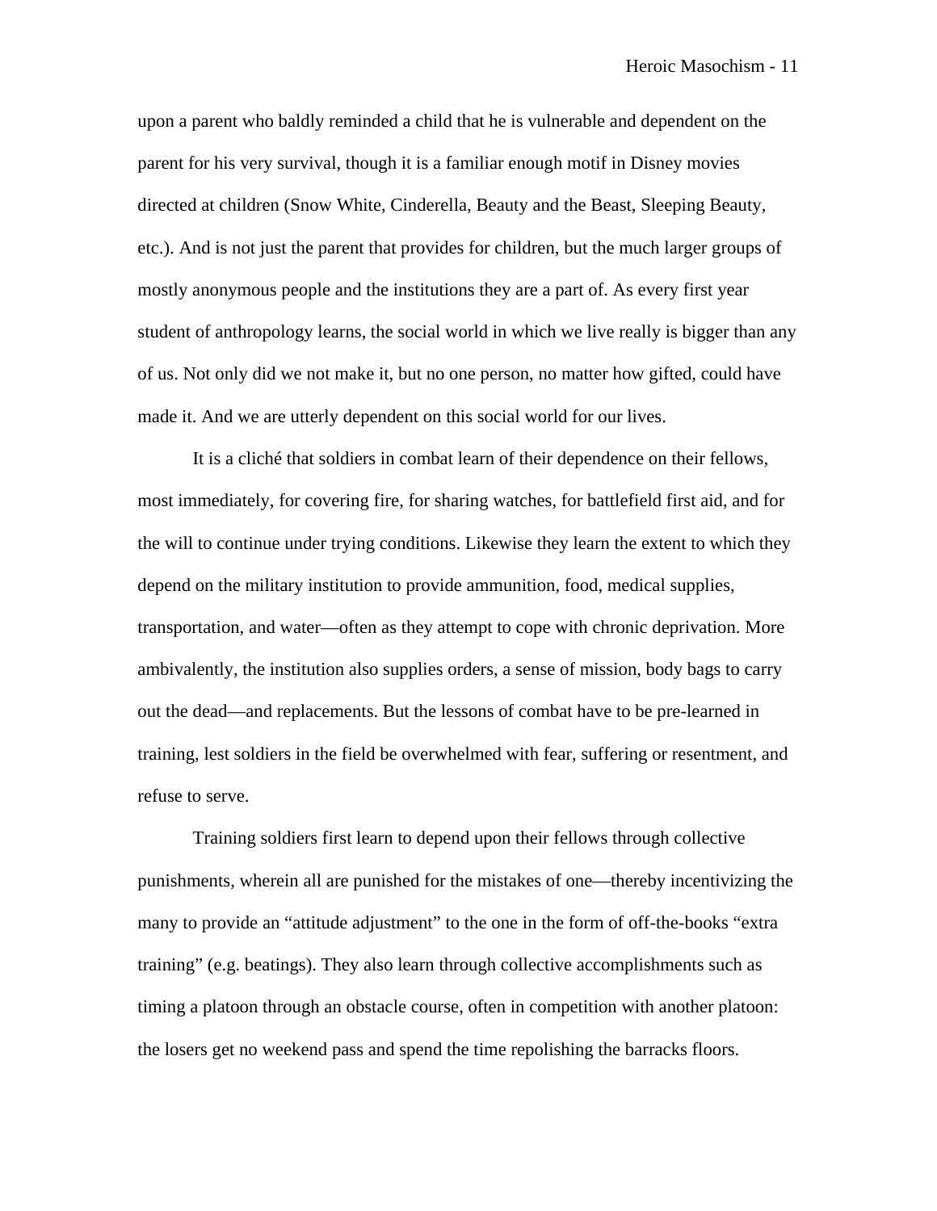upon a parent who baldly reminded a child that he is vulnerable and dependent on the parent for his very survival, though it is a familiar enough motif in Disney movies directed at children (Snow White, Cinderella, Beauty and the Beast, Sleeping Beauty, etc.). And is not just the parent that provides for children, but the much larger groups of mostly anonymous people and the institutions they are a part of. As every first year student of anthropology learns, the social world in which we live really is bigger than any of us. Not only did we not make it, but no one person, no matter how gifted, could have made it. And we are utterly dependent on this social world for our lives.

It is a cliché that soldiers in combat learn of their dependence on their fellows, most immediately, for covering fire, for sharing watches, for battlefield first aid, and for the will to continue under trying conditions. Likewise they learn the extent to which they depend on the military institution to provide ammunition, food, medical supplies, transportation, and water—often as they attempt to cope with chronic deprivation. More ambivalently, the institution also supplies orders, a sense of mission, body bags to carry out the dead—and replacements. But the lessons of combat have to be pre-learned in training, lest soldiers in the field be overwhelmed with fear, suffering or resentment, and refuse to serve.

Training soldiers first learn to depend upon their fellows through collective punishments, wherein all are punished for the mistakes of one—thereby incentivizing the many to provide an "attitude adjustment" to the one in the form of off-the-books "extra training" (e.g. beatings). They also learn through collective accomplishments such as timing a platoon through an obstacle course, often in competition with another platoon: the losers get no weekend pass and spend the time repolishing the barracks floors.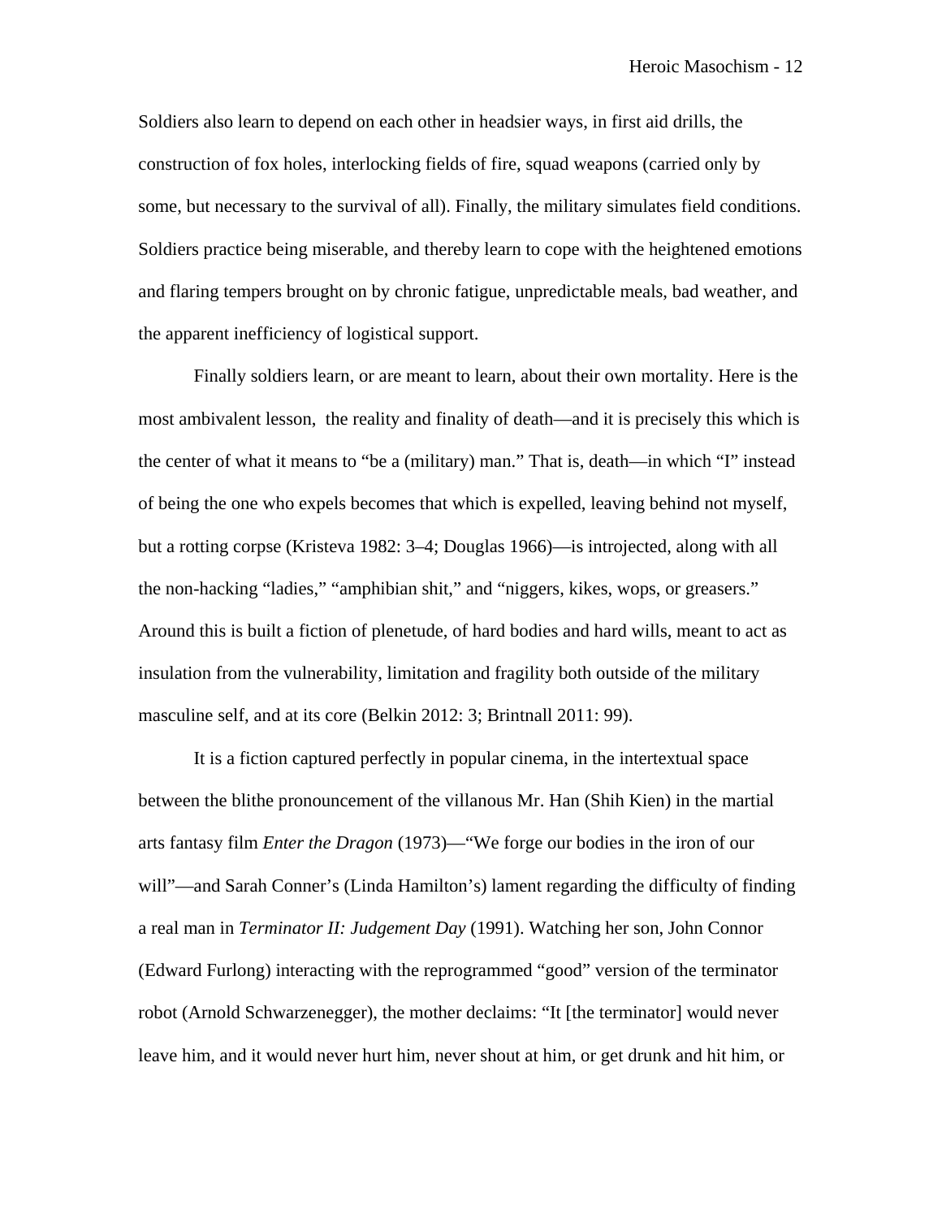Soldiers also learn to depend on each other in headsier ways, in first aid drills, the construction of fox holes, interlocking fields of fire, squad weapons (carried only by some, but necessary to the survival of all). Finally, the military simulates field conditions. Soldiers practice being miserable, and thereby learn to cope with the heightened emotions and flaring tempers brought on by chronic fatigue, unpredictable meals, bad weather, and the apparent inefficiency of logistical support.

Finally soldiers learn, or are meant to learn, about their own mortality. Here is the most ambivalent lesson,  the reality and finality of death—and it is precisely this which is the center of what it means to "be a (military) man." That is, death—in which "I" instead of being the one who expels becomes that which is expelled, leaving behind not myself, but a rotting corpse (Kristeva 1982: 3–4; Douglas 1966)—is introjected, along with all the non-hacking "ladies," "amphibian shit," and "niggers, kikes, wops, or greasers." Around this is built a fiction of plenetude, of hard bodies and hard wills, meant to act as insulation from the vulnerability, limitation and fragility both outside of the military masculine self, and at its core (Belkin 2012: 3; Brintnall 2011: 99).

It is a fiction captured perfectly in popular cinema, in the intertextual space between the blithe pronouncement of the villanous Mr. Han (Shih Kien) in the martial arts fantasy film *Enter the Dragon* (1973)—"We forge our bodies in the iron of our will"—and Sarah Conner's (Linda Hamilton's) lament regarding the difficulty of finding a real man in *Terminator II: Judgement Day* (1991). Watching her son, John Connor (Edward Furlong) interacting with the reprogrammed "good" version of the terminator robot (Arnold Schwarzenegger), the mother declaims: "It [the terminator] would never leave him, and it would never hurt him, never shout at him, or get drunk and hit him, or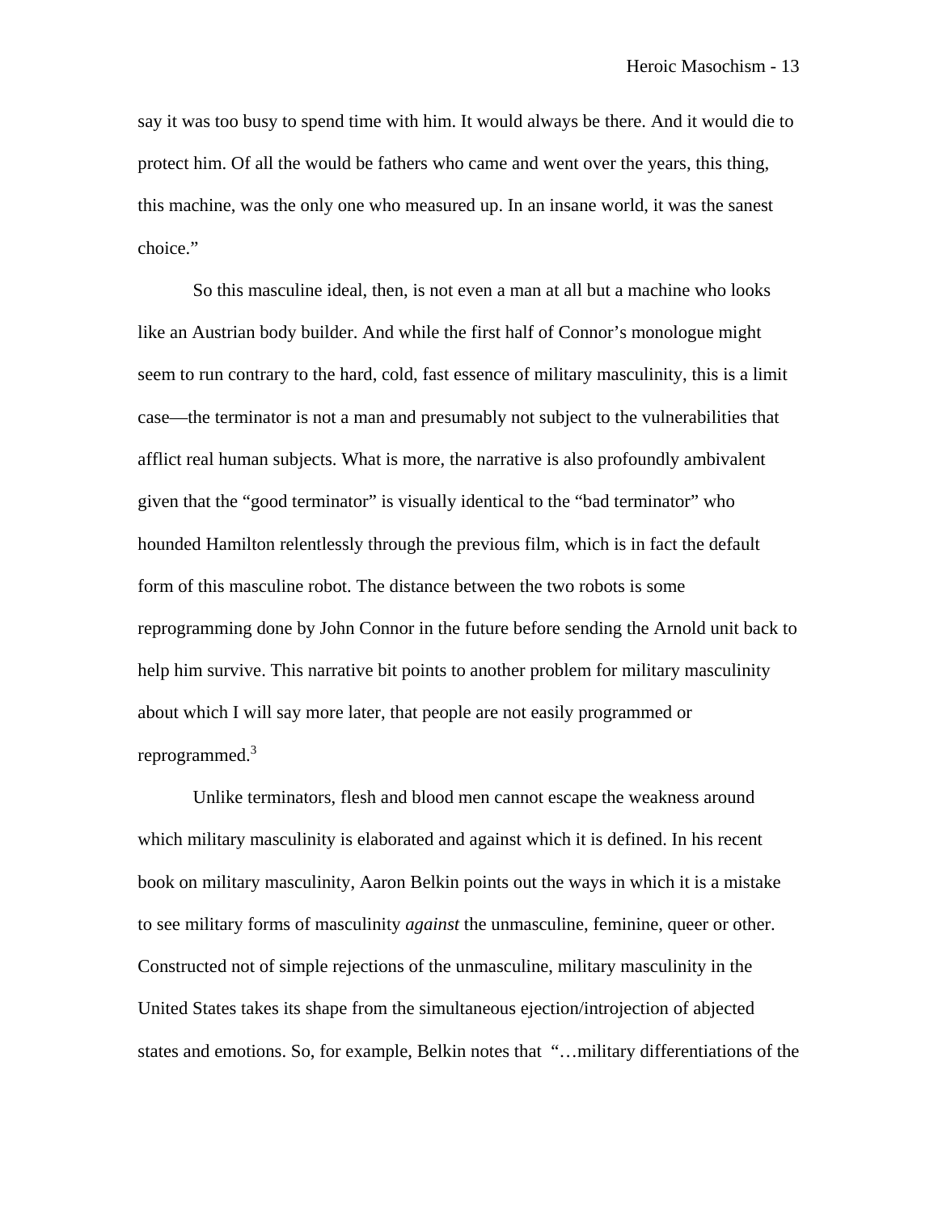say it was too busy to spend time with him. It would always be there. And it would die to protect him. Of all the would be fathers who came and went over the years, this thing, this machine, was the only one who measured up. In an insane world, it was the sanest choice."

So this masculine ideal, then, is not even a man at all but a machine who looks like an Austrian body builder. And while the first half of Connor's monologue might seem to run contrary to the hard, cold, fast essence of military masculinity, this is a limit case—the terminator is not a man and presumably not subject to the vulnerabilities that afflict real human subjects. What is more, the narrative is also profoundly ambivalent given that the "good terminator" is visually identical to the "bad terminator" who hounded Hamilton relentlessly through the previous film, which is in fact the default form of this masculine robot. The distance between the two robots is some reprogramming done by John Connor in the future before sending the Arnold unit back to help him survive. This narrative bit points to another problem for military masculinity about which I will say more later, that people are not easily programmed or reprogrammed.[3]

Unlike terminators, flesh and blood men cannot escape the weakness around which military masculinity is elaborated and against which it is defined. In his recent book on military masculinity, Aaron Belkin points out the ways in which it is a mistake to see military forms of masculinity *against* the unmasculine, feminine, queer or other. Constructed not of simple rejections of the unmasculine, military masculinity in the United States takes its shape from the simultaneous ejection/introjection of abjected states and emotions. So, for example, Belkin notes that "…military differentiations of the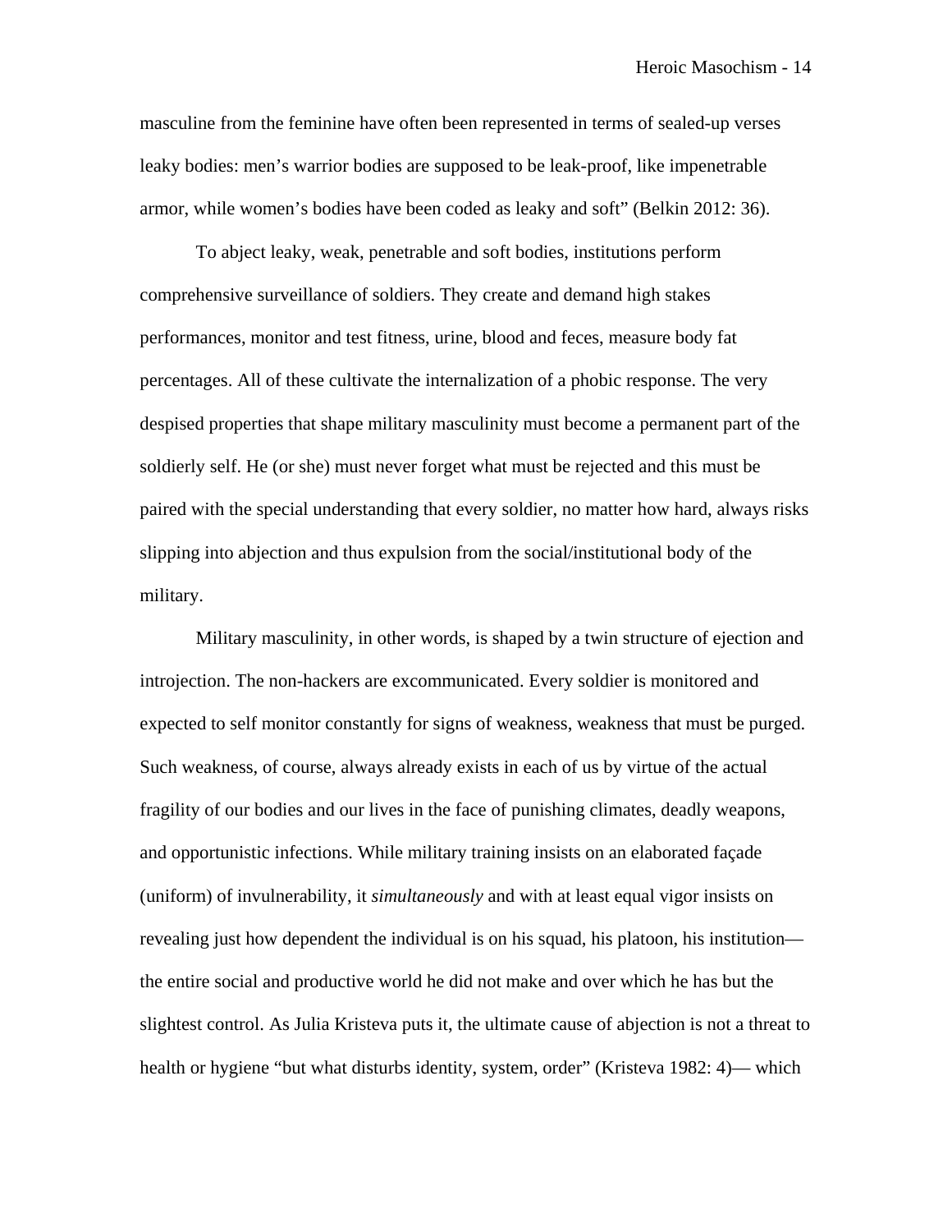masculine from the feminine have often been represented in terms of sealed-up verses leaky bodies: men's warrior bodies are supposed to be leak-proof, like impenetrable armor, while women's bodies have been coded as leaky and soft" (Belkin 2012: 36).

To abject leaky, weak, penetrable and soft bodies, institutions perform comprehensive surveillance of soldiers. They create and demand high stakes performances, monitor and test fitness, urine, blood and feces, measure body fat percentages. All of these cultivate the internalization of a phobic response. The very despised properties that shape military masculinity must become a permanent part of the soldierly self. He (or she) must never forget what must be rejected and this must be paired with the special understanding that every soldier, no matter how hard, always risks slipping into abjection and thus expulsion from the social/institutional body of the military.

Military masculinity, in other words, is shaped by a twin structure of ejection and introjection. The non-hackers are excommunicated. Every soldier is monitored and expected to self monitor constantly for signs of weakness, weakness that must be purged. Such weakness, of course, always already exists in each of us by virtue of the actual fragility of our bodies and our lives in the face of punishing climates, deadly weapons, and opportunistic infections. While military training insists on an elaborated façade (uniform) of invulnerability, it *simultaneously* and with at least equal vigor insists on revealing just how dependent the individual is on his squad, his platoon, his institution—the entire social and productive world he did not make and over which he has but the slightest control. As Julia Kristeva puts it, the ultimate cause of abjection is not a threat to health or hygiene "but what disturbs identity, system, order" (Kristeva 1982: 4)— which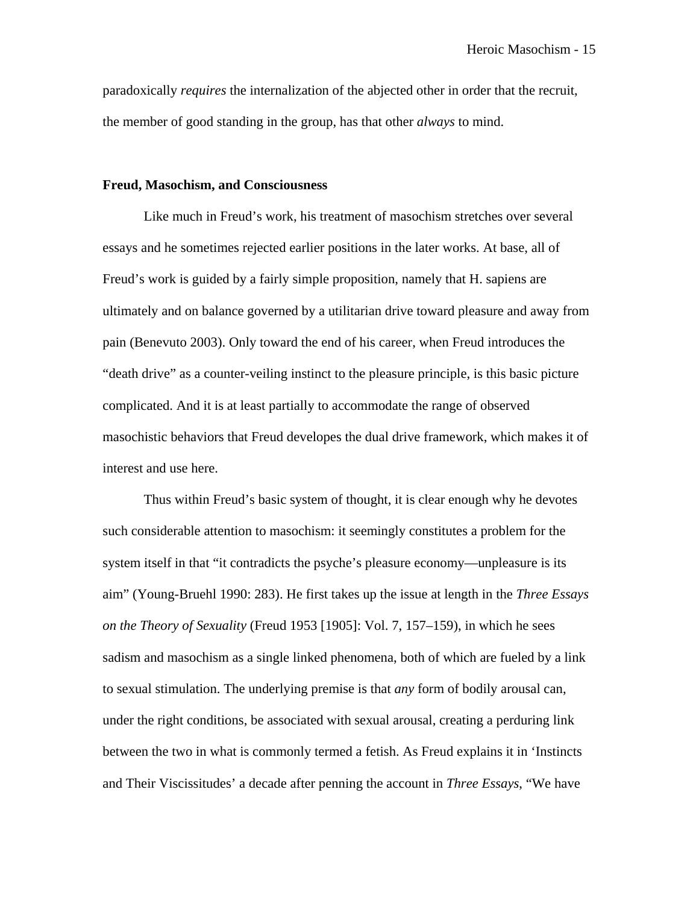paradoxically *requires* the internalization of the abjected other in order that the recruit, the member of good standing in the group, has that other *always* to mind.

**Freud, Masochism, and Consciousness**

Like much in Freud's work, his treatment of masochism stretches over several essays and he sometimes rejected earlier positions in the later works. At base, all of Freud's work is guided by a fairly simple proposition, namely that H. sapiens are ultimately and on balance governed by a utilitarian drive toward pleasure and away from pain (Benevuto 2003). Only toward the end of his career, when Freud introduces the "death drive" as a counter-veiling instinct to the pleasure principle, is this basic picture complicated. And it is at least partially to accommodate the range of observed masochistic behaviors that Freud developes the dual drive framework, which makes it of interest and use here.

Thus within Freud's basic system of thought, it is clear enough why he devotes such considerable attention to masochism: it seemingly constitutes a problem for the system itself in that "it contradicts the psyche's pleasure economy—unpleasure is its aim" (Young-Bruehl 1990: 283). He first takes up the issue at length in the *Three Essays on the Theory of Sexuality* (Freud 1953 [1905]: Vol. 7, 157–159), in which he sees sadism and masochism as a single linked phenomena, both of which are fueled by a link to sexual stimulation. The underlying premise is that *any* form of bodily arousal can, under the right conditions, be associated with sexual arousal, creating a perduring link between the two in what is commonly termed a fetish. As Freud explains it in 'Instincts and Their Viscissitudes' a decade after penning the account in *Three Essays*, "We have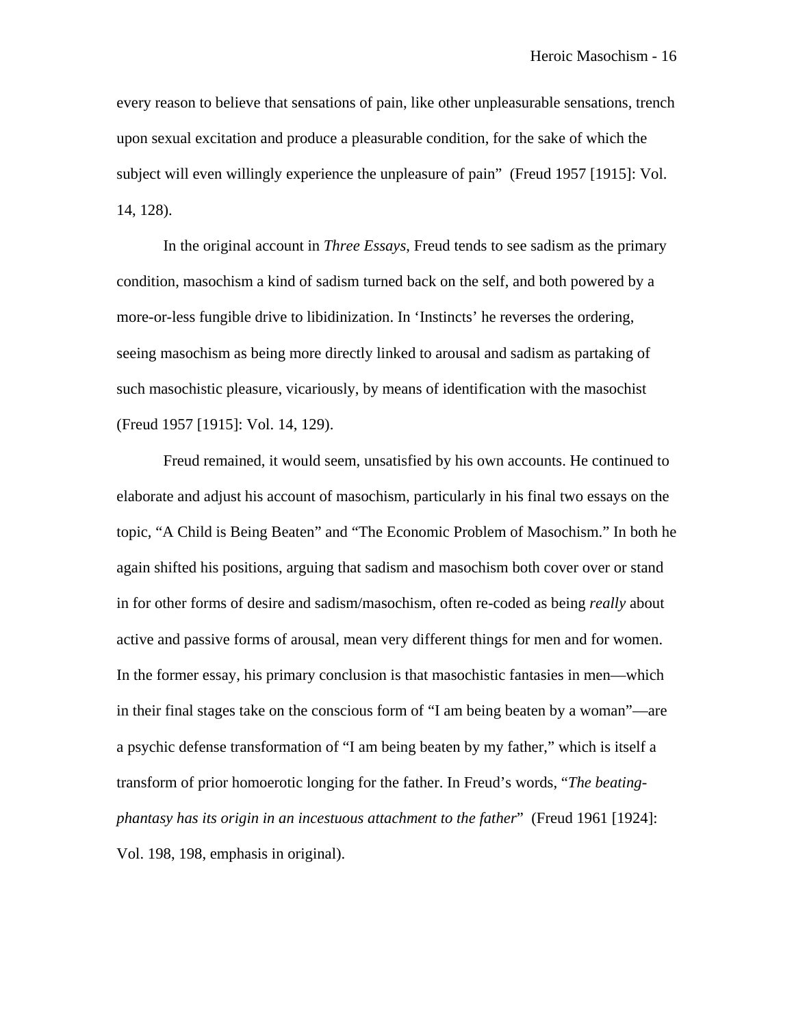every reason to believe that sensations of pain, like other unpleasurable sensations, trench upon sexual excitation and produce a pleasurable condition, for the sake of which the subject will even willingly experience the unpleasure of pain"  (Freud 1957 [1915]: Vol. 14, 128).

In the original account in *Three Essays*, Freud tends to see sadism as the primary condition, masochism a kind of sadism turned back on the self, and both powered by a more-or-less fungible drive to libidinization. In 'Instincts' he reverses the ordering, seeing masochism as being more directly linked to arousal and sadism as partaking of such masochistic pleasure, vicariously, by means of identification with the masochist (Freud 1957 [1915]: Vol. 14, 129).

Freud remained, it would seem, unsatisfied by his own accounts. He continued to elaborate and adjust his account of masochism, particularly in his final two essays on the topic, "A Child is Being Beaten" and "The Economic Problem of Masochism." In both he again shifted his positions, arguing that sadism and masochism both cover over or stand in for other forms of desire and sadism/masochism, often re-coded as being *really* about active and passive forms of arousal, mean very different things for men and for women. In the former essay, his primary conclusion is that masochistic fantasies in men—which in their final stages take on the conscious form of "I am being beaten by a woman"—are a psychic defense transformation of "I am being beaten by my father," which is itself a transform of prior homoerotic longing for the father. In Freud's words, "*The beating-phantasy has its origin in an incestuous attachment to the father*"  (Freud 1961 [1924]: Vol. 198, 198, emphasis in original).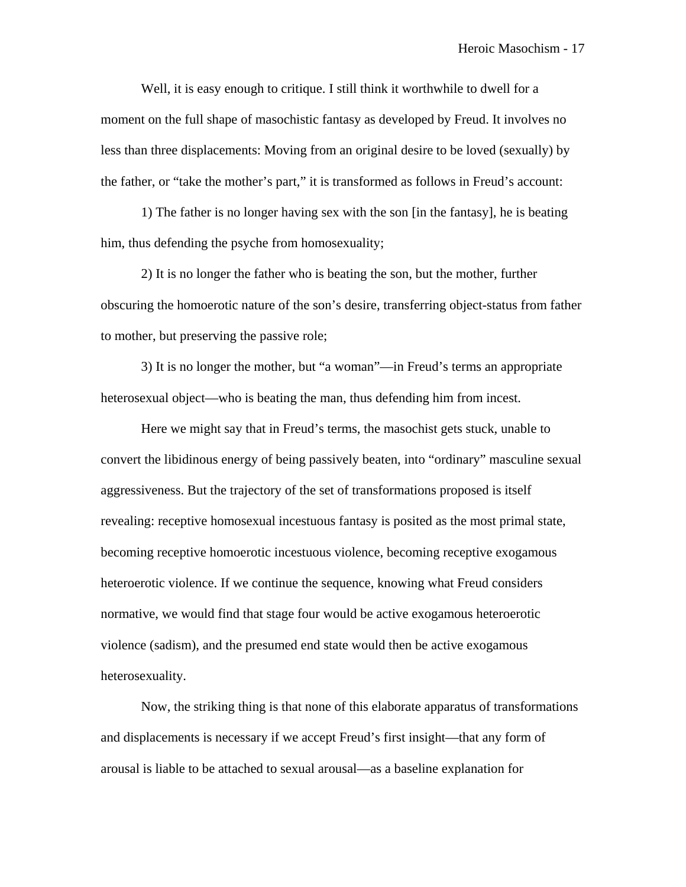Well, it is easy enough to critique. I still think it worthwhile to dwell for a moment on the full shape of masochistic fantasy as developed by Freud. It involves no less than three displacements: Moving from an original desire to be loved (sexually) by the father, or "take the mother's part," it is transformed as follows in Freud's account:

1) The father is no longer having sex with the son [in the fantasy], he is beating him, thus defending the psyche from homosexuality;

2) It is no longer the father who is beating the son, but the mother, further obscuring the homoerotic nature of the son's desire, transferring object-status from father to mother, but preserving the passive role;

3) It is no longer the mother, but "a woman"—in Freud's terms an appropriate heterosexual object—who is beating the man, thus defending him from incest.

Here we might say that in Freud's terms, the masochist gets stuck, unable to convert the libidinous energy of being passively beaten, into "ordinary" masculine sexual aggressiveness. But the trajectory of the set of transformations proposed is itself revealing: receptive homosexual incestuous fantasy is posited as the most primal state, becoming receptive homoerotic incestuous violence, becoming receptive exogamous heteroerotic violence. If we continue the sequence, knowing what Freud considers normative, we would find that stage four would be active exogamous heteroerotic violence (sadism), and the presumed end state would then be active exogamous heterosexuality.

Now, the striking thing is that none of this elaborate apparatus of transformations and displacements is necessary if we accept Freud's first insight—that any form of arousal is liable to be attached to sexual arousal—as a baseline explanation for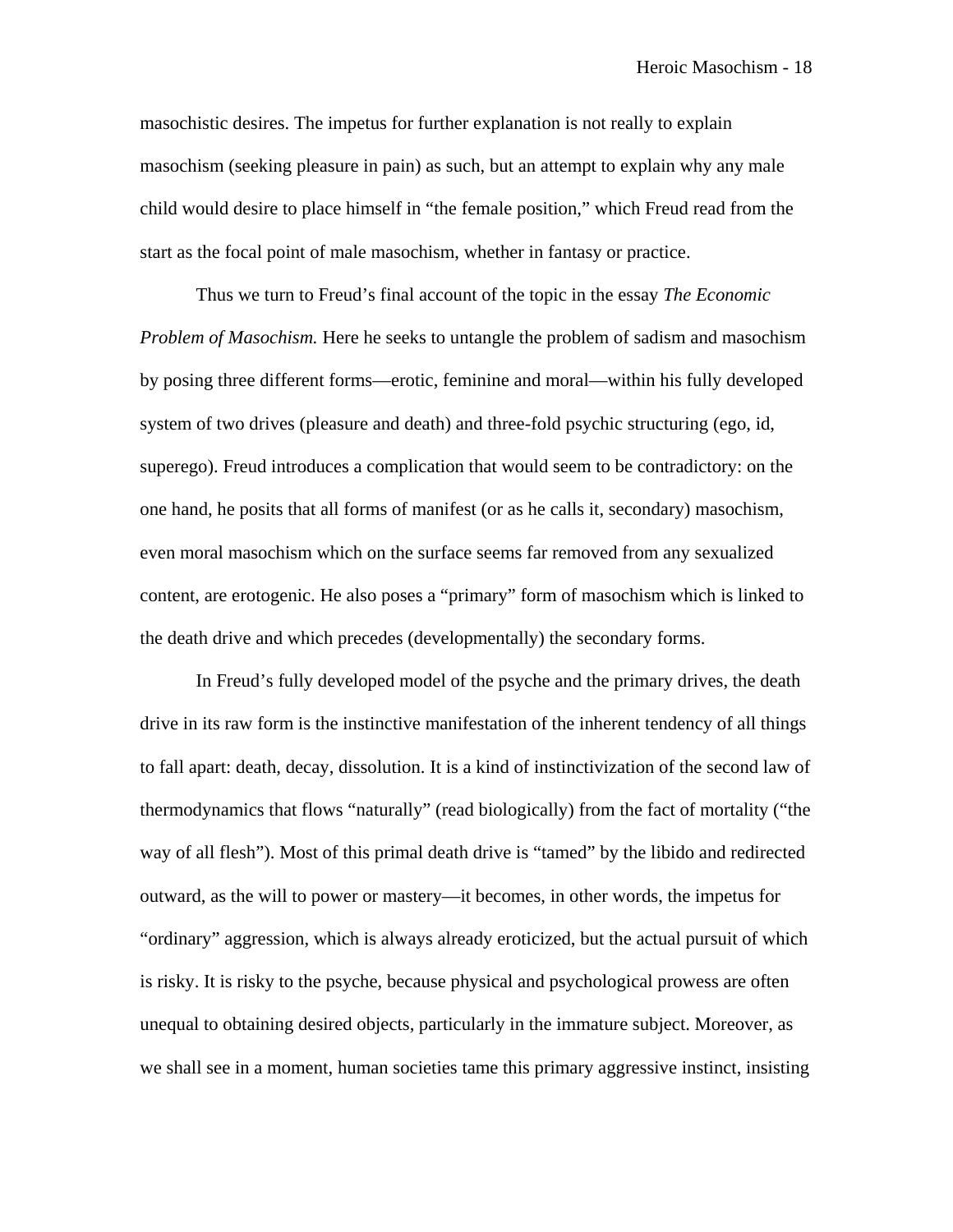masochistic desires. The impetus for further explanation is not really to explain masochism (seeking pleasure in pain) as such, but an attempt to explain why any male child would desire to place himself in "the female position," which Freud read from the start as the focal point of male masochism, whether in fantasy or practice.

Thus we turn to Freud's final account of the topic in the essay *The Economic Problem of Masochism.* Here he seeks to untangle the problem of sadism and masochism by posing three different forms—erotic, feminine and moral—within his fully developed system of two drives (pleasure and death) and three-fold psychic structuring (ego, id, superego). Freud introduces a complication that would seem to be contradictory: on the one hand, he posits that all forms of manifest (or as he calls it, secondary) masochism, even moral masochism which on the surface seems far removed from any sexualized content, are erotogenic. He also poses a "primary" form of masochism which is linked to the death drive and which precedes (developmentally) the secondary forms.

In Freud's fully developed model of the psyche and the primary drives, the death drive in its raw form is the instinctive manifestation of the inherent tendency of all things to fall apart: death, decay, dissolution. It is a kind of instinctivization of the second law of thermodynamics that flows "naturally" (read biologically) from the fact of mortality ("the way of all flesh"). Most of this primal death drive is "tamed" by the libido and redirected outward, as the will to power or mastery—it becomes, in other words, the impetus for "ordinary" aggression, which is always already eroticized, but the actual pursuit of which is risky. It is risky to the psyche, because physical and psychological prowess are often unequal to obtaining desired objects, particularly in the immature subject. Moreover, as we shall see in a moment, human societies tame this primary aggressive instinct, insisting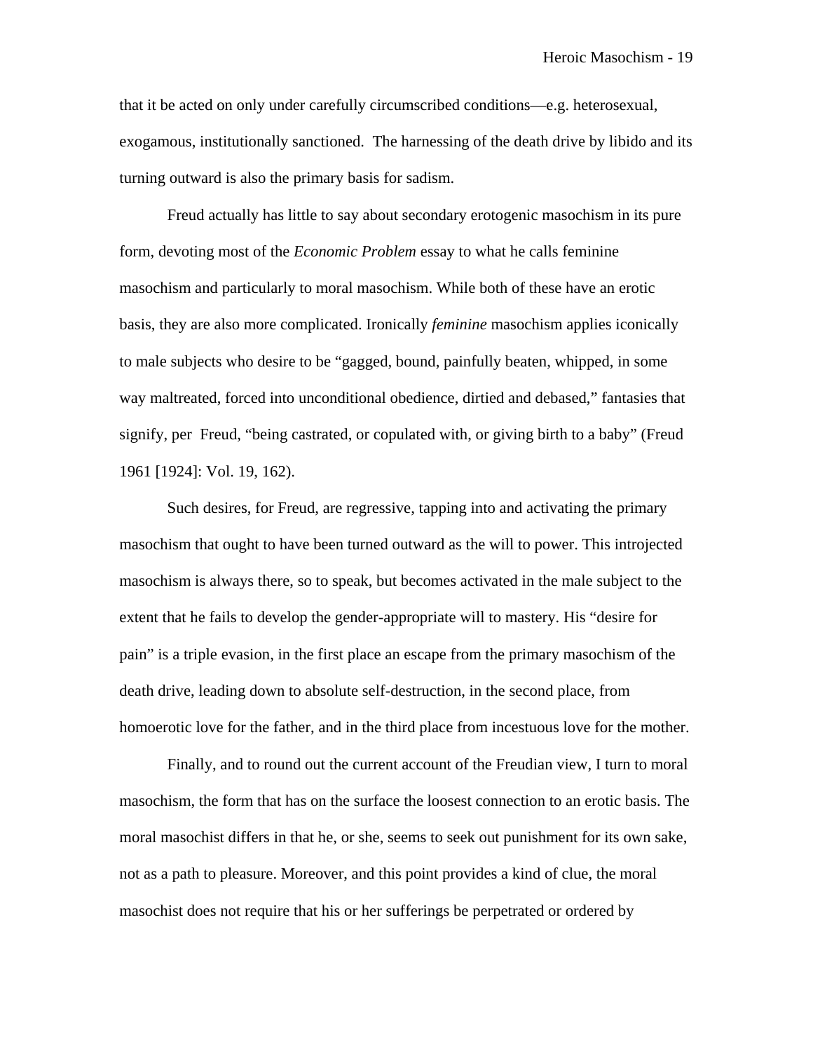that it be acted on only under carefully circumscribed conditions—e.g. heterosexual, exogamous, institutionally sanctioned. The harnessing of the death drive by libido and its turning outward is also the primary basis for sadism.

Freud actually has little to say about secondary erotogenic masochism in its pure form, devoting most of the *Economic Problem* essay to what he calls feminine masochism and particularly to moral masochism. While both of these have an erotic basis, they are also more complicated. Ironically *feminine* masochism applies iconically to male subjects who desire to be "gagged, bound, painfully beaten, whipped, in some way maltreated, forced into unconditional obedience, dirtied and debased," fantasies that signify, per Freud, "being castrated, or copulated with, or giving birth to a baby" (Freud 1961 [1924]: Vol. 19, 162).

Such desires, for Freud, are regressive, tapping into and activating the primary masochism that ought to have been turned outward as the will to power. This introjected masochism is always there, so to speak, but becomes activated in the male subject to the extent that he fails to develop the gender-appropriate will to mastery. His "desire for pain" is a triple evasion, in the first place an escape from the primary masochism of the death drive, leading down to absolute self-destruction, in the second place, from homoerotic love for the father, and in the third place from incestuous love for the mother.

Finally, and to round out the current account of the Freudian view, I turn to moral masochism, the form that has on the surface the loosest connection to an erotic basis. The moral masochist differs in that he, or she, seems to seek out punishment for its own sake, not as a path to pleasure. Moreover, and this point provides a kind of clue, the moral masochist does not require that his or her sufferings be perpetrated or ordered by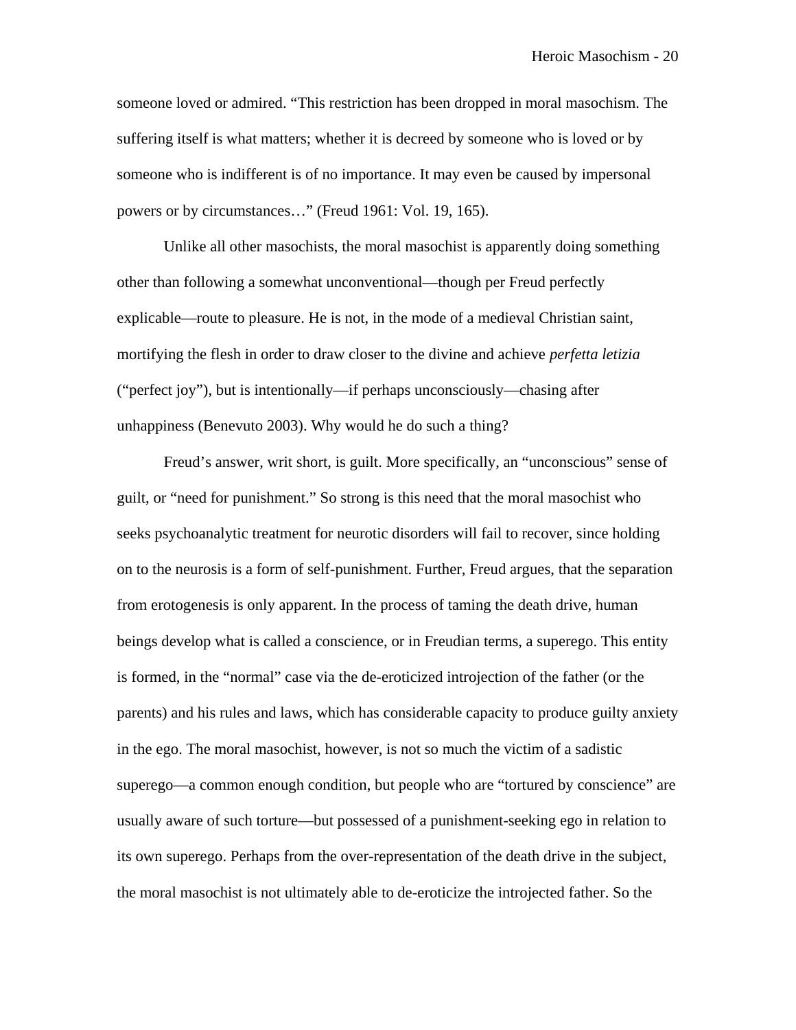someone loved or admired. “This restriction has been dropped in moral masochism. The suffering itself is what matters; whether it is decreed by someone who is loved or by someone who is indifferent is of no importance. It may even be caused by impersonal powers or by circumstances…” (Freud 1961: Vol. 19, 165).

Unlike all other masochists, the moral masochist is apparently doing something other than following a somewhat unconventional—though per Freud perfectly explicable—route to pleasure. He is not, in the mode of a medieval Christian saint, mortifying the flesh in order to draw closer to the divine and achieve *perfetta letizia* (“perfect joy”), but is intentionally—if perhaps unconsciously—chasing after unhappiness (Benevuto 2003). Why would he do such a thing?

Freud’s answer, writ short, is guilt. More specifically, an “unconscious” sense of guilt, or “need for punishment.” So strong is this need that the moral masochist who seeks psychoanalytic treatment for neurotic disorders will fail to recover, since holding on to the neurosis is a form of self-punishment. Further, Freud argues, that the separation from erotogenesis is only apparent. In the process of taming the death drive, human beings develop what is called a conscience, or in Freudian terms, a superego. This entity is formed, in the “normal” case via the de-eroticized introjection of the father (or the parents) and his rules and laws, which has considerable capacity to produce guilty anxiety in the ego. The moral masochist, however, is not so much the victim of a sadistic superego—a common enough condition, but people who are “tortured by conscience” are usually aware of such torture—but possessed of a punishment-seeking ego in relation to its own superego. Perhaps from the over-representation of the death drive in the subject, the moral masochist is not ultimately able to de-eroticize the introjected father. So the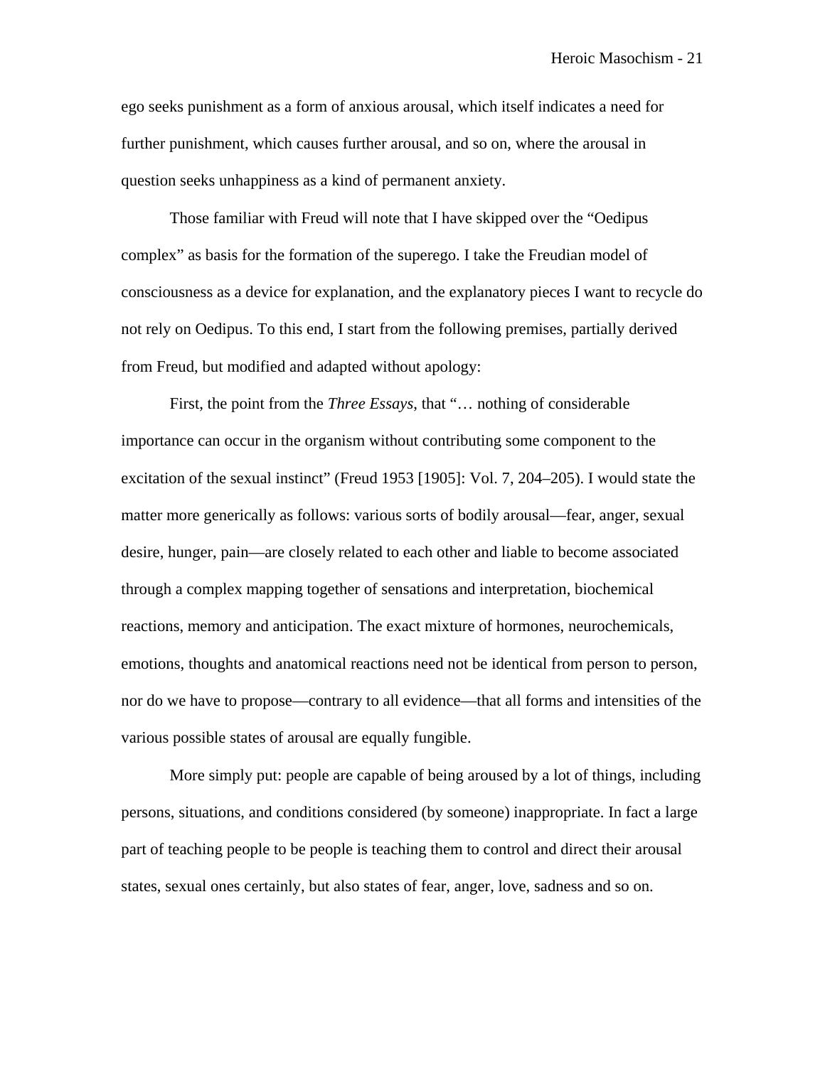ego seeks punishment as a form of anxious arousal, which itself indicates a need for further punishment, which causes further arousal, and so on, where the arousal in question seeks unhappiness as a kind of permanent anxiety.

Those familiar with Freud will note that I have skipped over the "Oedipus complex" as basis for the formation of the superego. I take the Freudian model of consciousness as a device for explanation, and the explanatory pieces I want to recycle do not rely on Oedipus. To this end, I start from the following premises, partially derived from Freud, but modified and adapted without apology:

First, the point from the *Three Essays*, that "… nothing of considerable importance can occur in the organism without contributing some component to the excitation of the sexual instinct" (Freud 1953 [1905]: Vol. 7, 204–205). I would state the matter more generically as follows: various sorts of bodily arousal—fear, anger, sexual desire, hunger, pain—are closely related to each other and liable to become associated through a complex mapping together of sensations and interpretation, biochemical reactions, memory and anticipation. The exact mixture of hormones, neurochemicals, emotions, thoughts and anatomical reactions need not be identical from person to person, nor do we have to propose—contrary to all evidence—that all forms and intensities of the various possible states of arousal are equally fungible.

More simply put: people are capable of being aroused by a lot of things, including persons, situations, and conditions considered (by someone) inappropriate. In fact a large part of teaching people to be people is teaching them to control and direct their arousal states, sexual ones certainly, but also states of fear, anger, love, sadness and so on.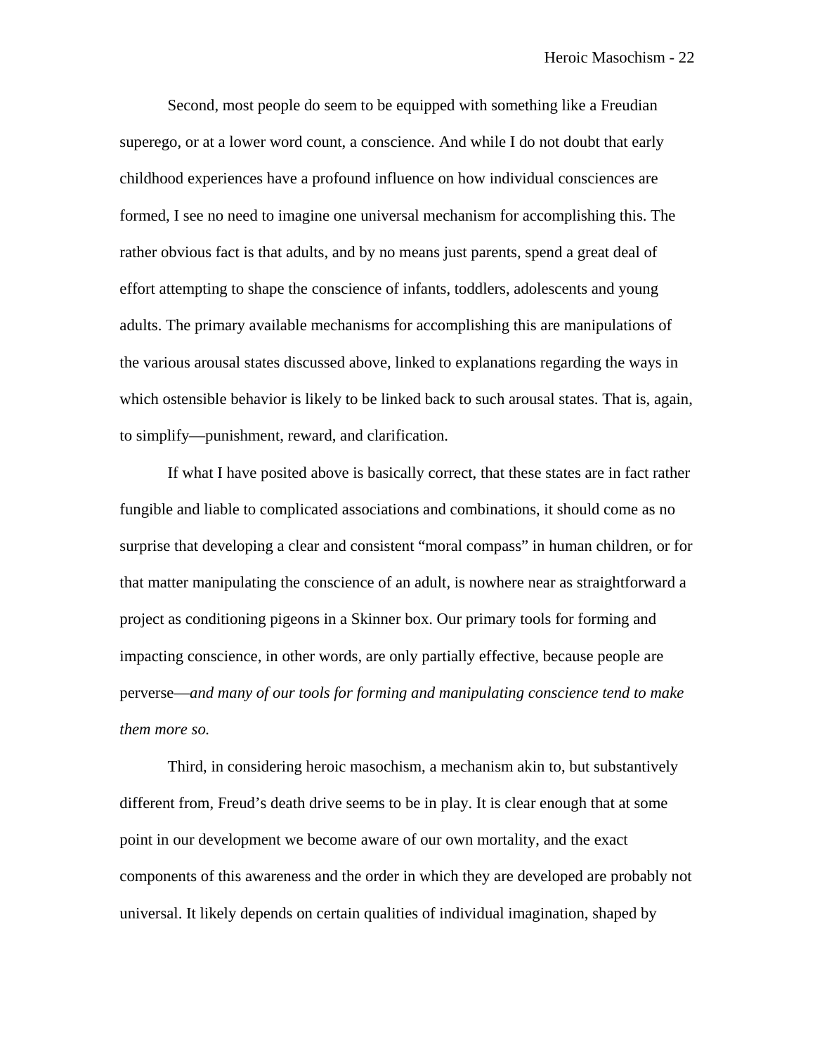Second, most people do seem to be equipped with something like a Freudian superego, or at a lower word count, a conscience. And while I do not doubt that early childhood experiences have a profound influence on how individual consciences are formed, I see no need to imagine one universal mechanism for accomplishing this. The rather obvious fact is that adults, and by no means just parents, spend a great deal of effort attempting to shape the conscience of infants, toddlers, adolescents and young adults. The primary available mechanisms for accomplishing this are manipulations of the various arousal states discussed above, linked to explanations regarding the ways in which ostensible behavior is likely to be linked back to such arousal states. That is, again, to simplify—punishment, reward, and clarification.

If what I have posited above is basically correct, that these states are in fact rather fungible and liable to complicated associations and combinations, it should come as no surprise that developing a clear and consistent "moral compass" in human children, or for that matter manipulating the conscience of an adult, is nowhere near as straightforward a project as conditioning pigeons in a Skinner box. Our primary tools for forming and impacting conscience, in other words, are only partially effective, because people are perverse—*and many of our tools for forming and manipulating conscience tend to make them more so.*

Third, in considering heroic masochism, a mechanism akin to, but substantively different from, Freud's death drive seems to be in play. It is clear enough that at some point in our development we become aware of our own mortality, and the exact components of this awareness and the order in which they are developed are probably not universal. It likely depends on certain qualities of individual imagination, shaped by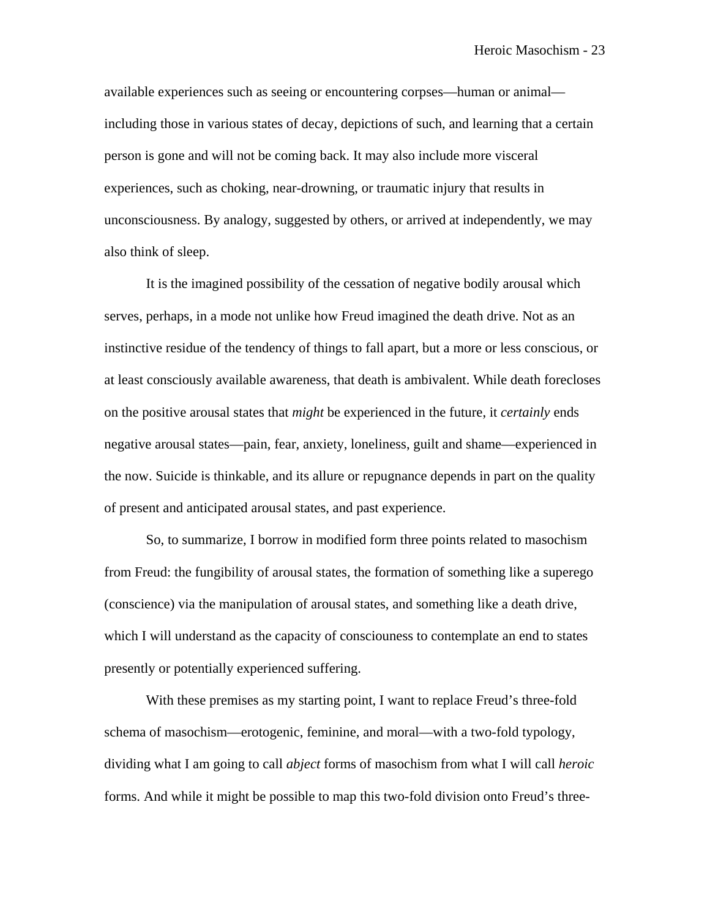available experiences such as seeing or encountering corpses—human or animal—including those in various states of decay, depictions of such, and learning that a certain person is gone and will not be coming back. It may also include more visceral experiences, such as choking, near-drowning, or traumatic injury that results in unconsciousness. By analogy, suggested by others, or arrived at independently, we may also think of sleep.

It is the imagined possibility of the cessation of negative bodily arousal which serves, perhaps, in a mode not unlike how Freud imagined the death drive. Not as an instinctive residue of the tendency of things to fall apart, but a more or less conscious, or at least consciously available awareness, that death is ambivalent. While death forecloses on the positive arousal states that *might* be experienced in the future, it *certainly* ends negative arousal states—pain, fear, anxiety, loneliness, guilt and shame—experienced in the now. Suicide is thinkable, and its allure or repugnance depends in part on the quality of present and anticipated arousal states, and past experience.

So, to summarize, I borrow in modified form three points related to masochism from Freud: the fungibility of arousal states, the formation of something like a superego (conscience) via the manipulation of arousal states, and something like a death drive, which I will understand as the capacity of consciouness to contemplate an end to states presently or potentially experienced suffering.

With these premises as my starting point, I want to replace Freud's three-fold schema of masochism—erotogenic, feminine, and moral—with a two-fold typology, dividing what I am going to call *abject* forms of masochism from what I will call *heroic* forms. And while it might be possible to map this two-fold division onto Freud's three-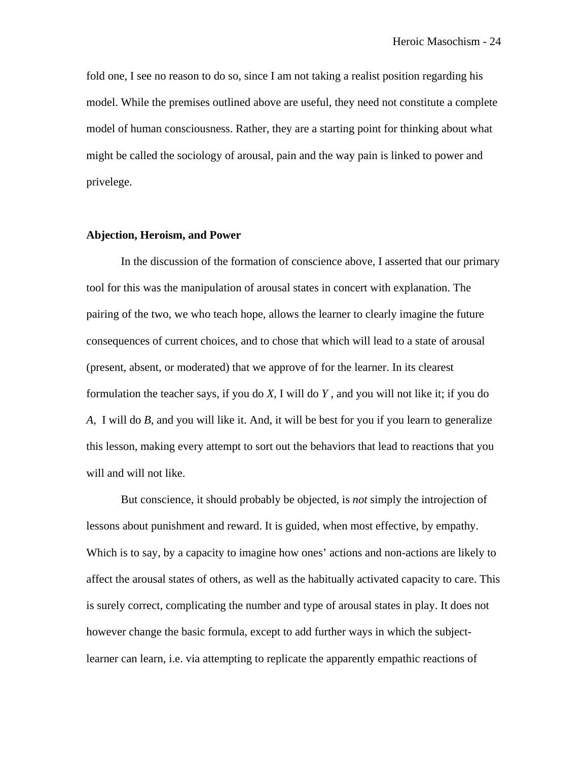fold one, I see no reason to do so, since I am not taking a realist position regarding his model. While the premises outlined above are useful, they need not constitute a complete model of human consciousness. Rather, they are a starting point for thinking about what might be called the sociology of arousal, pain and the way pain is linked to power and privelege.

**Abjection, Heroism, and Power**

In the discussion of the formation of conscience above, I asserted that our primary tool for this was the manipulation of arousal states in concert with explanation. The pairing of the two, we who teach hope, allows the learner to clearly imagine the future consequences of current choices, and to chose that which will lead to a state of arousal (present, absent, or moderated) that we approve of for the learner. In its clearest formulation the teacher says, if you do *X*, I will do *Y* , and you will not like it; if you do *A*, I will do *B*, and you will like it. And, it will be best for you if you learn to generalize this lesson, making every attempt to sort out the behaviors that lead to reactions that you will and will not like.

But conscience, it should probably be objected, is *not* simply the introjection of lessons about punishment and reward. It is guided, when most effective, by empathy. Which is to say, by a capacity to imagine how ones' actions and non-actions are likely to affect the arousal states of others, as well as the habitually activated capacity to care. This is surely correct, complicating the number and type of arousal states in play. It does not however change the basic formula, except to add further ways in which the subject-learner can learn, i.e. via attempting to replicate the apparently empathic reactions of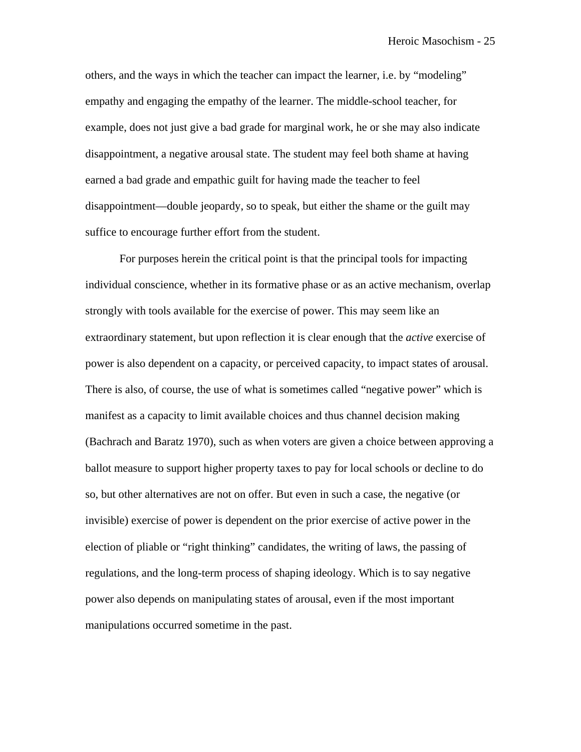others, and the ways in which the teacher can impact the learner, i.e. by “modeling” empathy and engaging the empathy of the learner. The middle-school teacher, for example, does not just give a bad grade for marginal work, he or she may also indicate disappointment, a negative arousal state. The student may feel both shame at having earned a bad grade and empathic guilt for having made the teacher to feel disappointment—double jeopardy, so to speak, but either the shame or the guilt may suffice to encourage further effort from the student.

For purposes herein the critical point is that the principal tools for impacting individual conscience, whether in its formative phase or as an active mechanism, overlap strongly with tools available for the exercise of power. This may seem like an extraordinary statement, but upon reflection it is clear enough that the *active* exercise of power is also dependent on a capacity, or perceived capacity, to impact states of arousal. There is also, of course, the use of what is sometimes called “negative power” which is manifest as a capacity to limit available choices and thus channel decision making (Bachrach and Baratz 1970), such as when voters are given a choice between approving a ballot measure to support higher property taxes to pay for local schools or decline to do so, but other alternatives are not on offer. But even in such a case, the negative (or invisible) exercise of power is dependent on the prior exercise of active power in the election of pliable or “right thinking” candidates, the writing of laws, the passing of regulations, and the long-term process of shaping ideology. Which is to say negative power also depends on manipulating states of arousal, even if the most important manipulations occurred sometime in the past.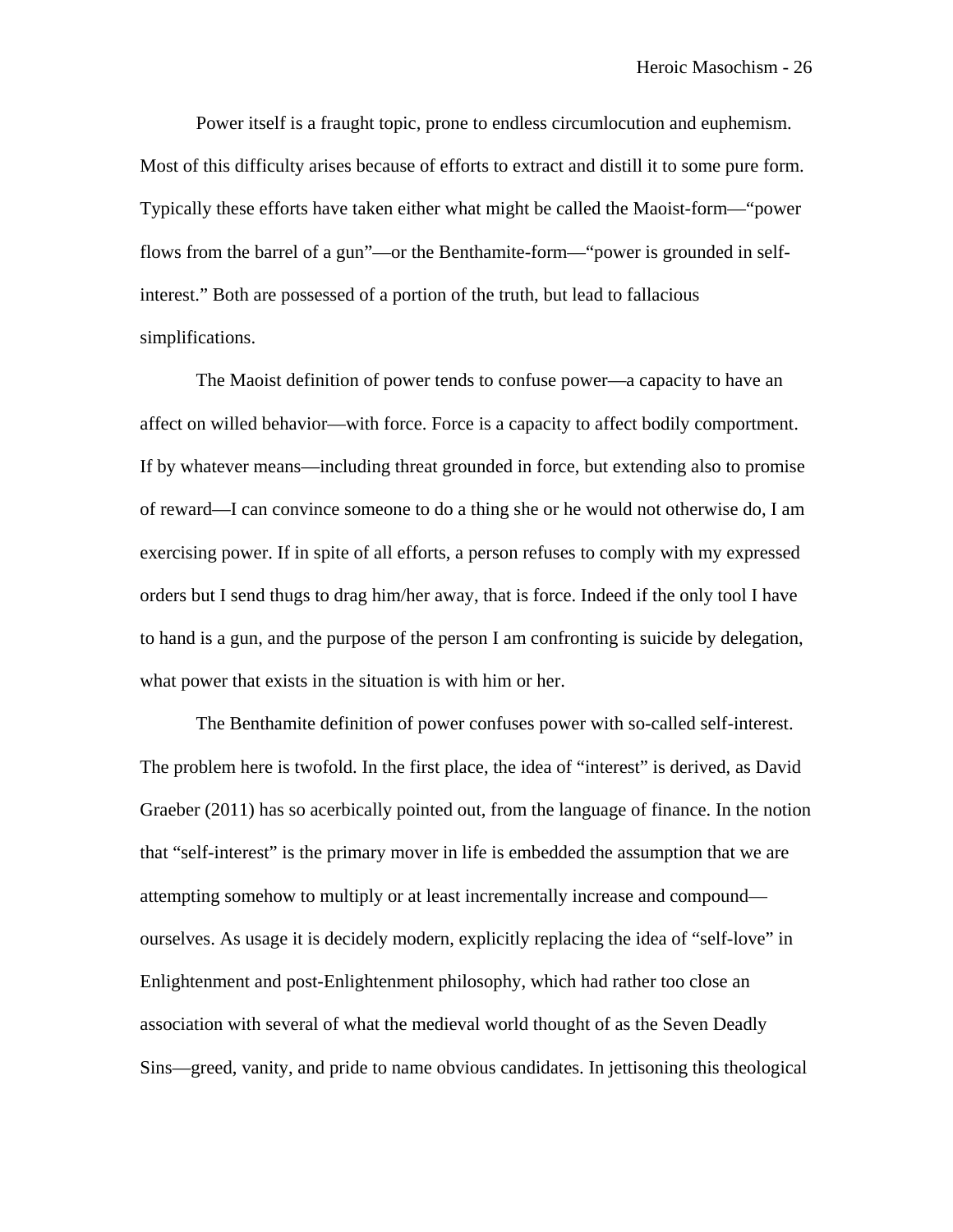Power itself is a fraught topic, prone to endless circumlocution and euphemism. Most of this difficulty arises because of efforts to extract and distill it to some pure form. Typically these efforts have taken either what might be called the Maoist-form—"power flows from the barrel of a gun"—or the Benthamite-form—"power is grounded in self-interest." Both are possessed of a portion of the truth, but lead to fallacious simplifications.

The Maoist definition of power tends to confuse power—a capacity to have an affect on willed behavior—with force. Force is a capacity to affect bodily comportment. If by whatever means—including threat grounded in force, but extending also to promise of reward—I can convince someone to do a thing she or he would not otherwise do, I am exercising power. If in spite of all efforts, a person refuses to comply with my expressed orders but I send thugs to drag him/her away, that is force. Indeed if the only tool I have to hand is a gun, and the purpose of the person I am confronting is suicide by delegation, what power that exists in the situation is with him or her.

The Benthamite definition of power confuses power with so-called self-interest. The problem here is twofold. In the first place, the idea of "interest" is derived, as David Graeber (2011) has so acerbically pointed out, from the language of finance. In the notion that "self-interest" is the primary mover in life is embedded the assumption that we are attempting somehow to multiply or at least incrementally increase and compound—ourselves. As usage it is decidely modern, explicitly replacing the idea of "self-love" in Enlightenment and post-Enlightenment philosophy, which had rather too close an association with several of what the medieval world thought of as the Seven Deadly Sins—greed, vanity, and pride to name obvious candidates. In jettisoning this theological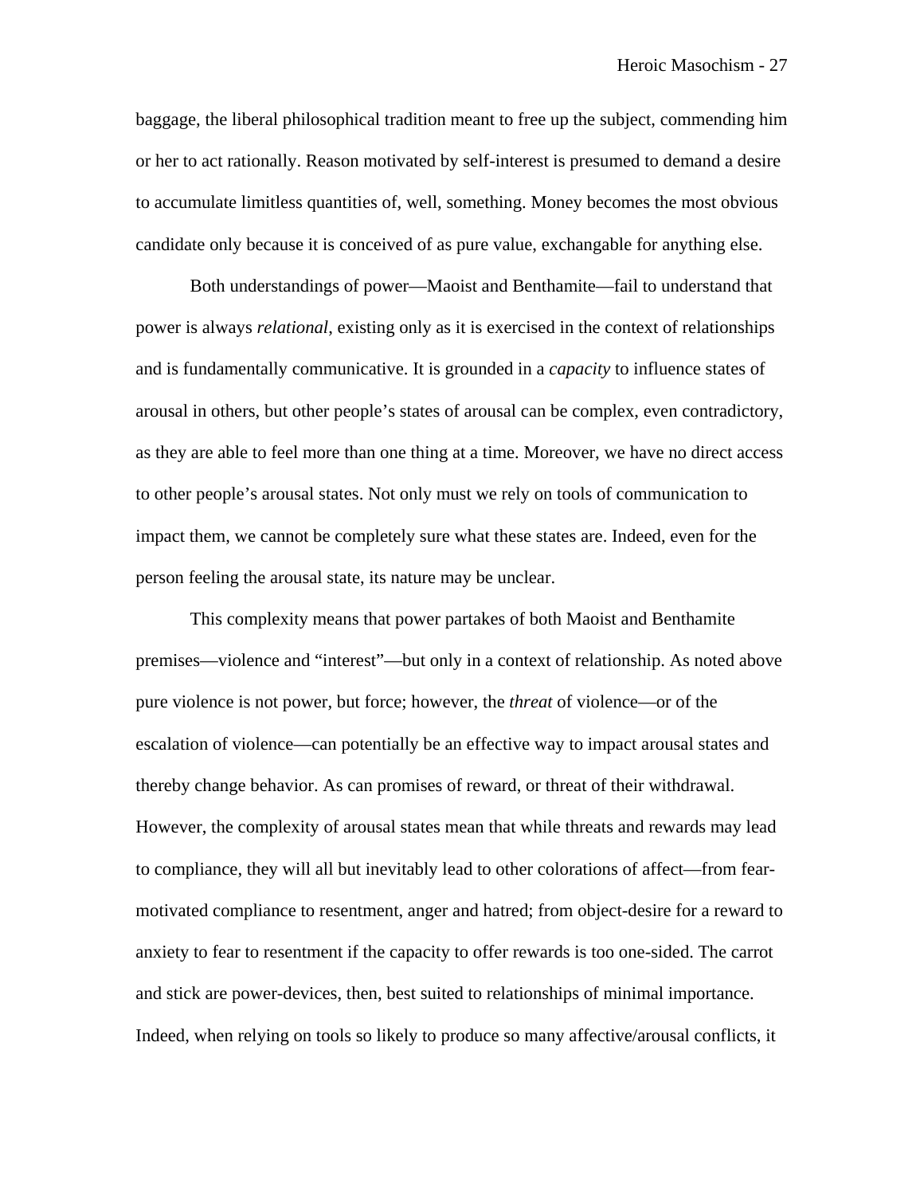baggage, the liberal philosophical tradition meant to free up the subject, commending him or her to act rationally. Reason motivated by self-interest is presumed to demand a desire to accumulate limitless quantities of, well, something. Money becomes the most obvious candidate only because it is conceived of as pure value, exchangable for anything else.

Both understandings of power—Maoist and Benthamite—fail to understand that power is always *relational*, existing only as it is exercised in the context of relationships and is fundamentally communicative. It is grounded in a *capacity* to influence states of arousal in others, but other people's states of arousal can be complex, even contradictory, as they are able to feel more than one thing at a time. Moreover, we have no direct access to other people's arousal states. Not only must we rely on tools of communication to impact them, we cannot be completely sure what these states are. Indeed, even for the person feeling the arousal state, its nature may be unclear.

This complexity means that power partakes of both Maoist and Benthamite premises—violence and "interest"—but only in a context of relationship. As noted above pure violence is not power, but force; however, the *threat* of violence—or of the escalation of violence—can potentially be an effective way to impact arousal states and thereby change behavior. As can promises of reward, or threat of their withdrawal. However, the complexity of arousal states mean that while threats and rewards may lead to compliance, they will all but inevitably lead to other colorations of affect—from fear-motivated compliance to resentment, anger and hatred; from object-desire for a reward to anxiety to fear to resentment if the capacity to offer rewards is too one-sided. The carrot and stick are power-devices, then, best suited to relationships of minimal importance. Indeed, when relying on tools so likely to produce so many affective/arousal conflicts, it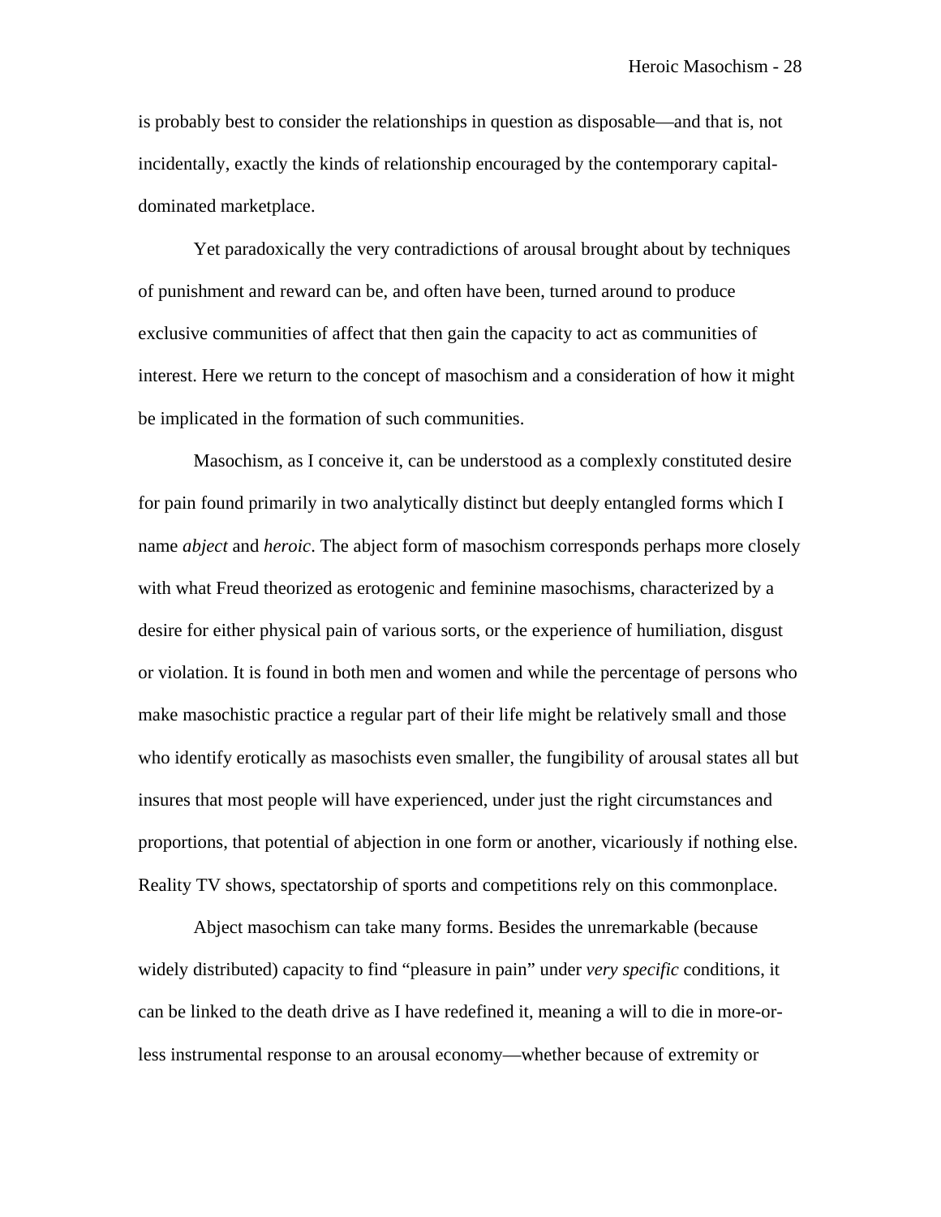is probably best to consider the relationships in question as disposable—and that is, not incidentally, exactly the kinds of relationship encouraged by the contemporary capital-dominated marketplace.

Yet paradoxically the very contradictions of arousal brought about by techniques of punishment and reward can be, and often have been, turned around to produce exclusive communities of affect that then gain the capacity to act as communities of interest. Here we return to the concept of masochism and a consideration of how it might be implicated in the formation of such communities.

Masochism, as I conceive it, can be understood as a complexly constituted desire for pain found primarily in two analytically distinct but deeply entangled forms which I name *abject* and *heroic*. The abject form of masochism corresponds perhaps more closely with what Freud theorized as erotogenic and feminine masochisms, characterized by a desire for either physical pain of various sorts, or the experience of humiliation, disgust or violation. It is found in both men and women and while the percentage of persons who make masochistic practice a regular part of their life might be relatively small and those who identify erotically as masochists even smaller, the fungibility of arousal states all but insures that most people will have experienced, under just the right circumstances and proportions, that potential of abjection in one form or another, vicariously if nothing else. Reality TV shows, spectatorship of sports and competitions rely on this commonplace.

Abject masochism can take many forms. Besides the unremarkable (because widely distributed) capacity to find "pleasure in pain" under *very specific* conditions, it can be linked to the death drive as I have redefined it, meaning a will to die in more-or-less instrumental response to an arousal economy—whether because of extremity or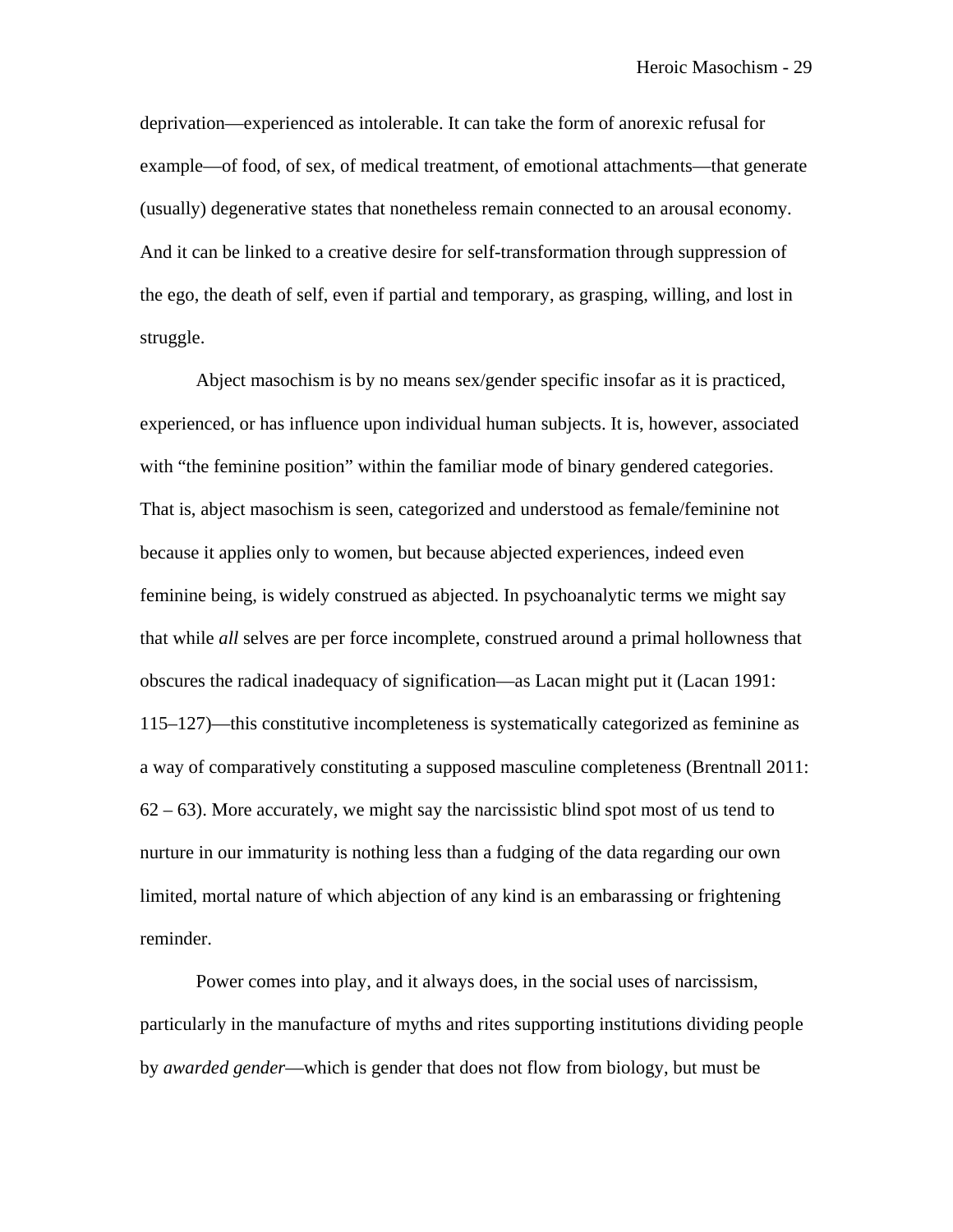deprivation—experienced as intolerable. It can take the form of anorexic refusal for example—of food, of sex, of medical treatment, of emotional attachments—that generate (usually) degenerative states that nonetheless remain connected to an arousal economy. And it can be linked to a creative desire for self-transformation through suppression of the ego, the death of self, even if partial and temporary, as grasping, willing, and lost in struggle.

Abject masochism is by no means sex/gender specific insofar as it is practiced, experienced, or has influence upon individual human subjects. It is, however, associated with "the feminine position" within the familiar mode of binary gendered categories. That is, abject masochism is seen, categorized and understood as female/feminine not because it applies only to women, but because abjected experiences, indeed even feminine being, is widely construed as abjected. In psychoanalytic terms we might say that while *all* selves are per force incomplete, construed around a primal hollowness that obscures the radical inadequacy of signification—as Lacan might put it (Lacan 1991: 115–127)—this constitutive incompleteness is systematically categorized as feminine as a way of comparatively constituting a supposed masculine completeness (Brentnall 2011: 62 – 63). More accurately, we might say the narcissistic blind spot most of us tend to nurture in our immaturity is nothing less than a fudging of the data regarding our own limited, mortal nature of which abjection of any kind is an embarassing or frightening reminder.

Power comes into play, and it always does, in the social uses of narcissism, particularly in the manufacture of myths and rites supporting institutions dividing people by *awarded gender*—which is gender that does not flow from biology, but must be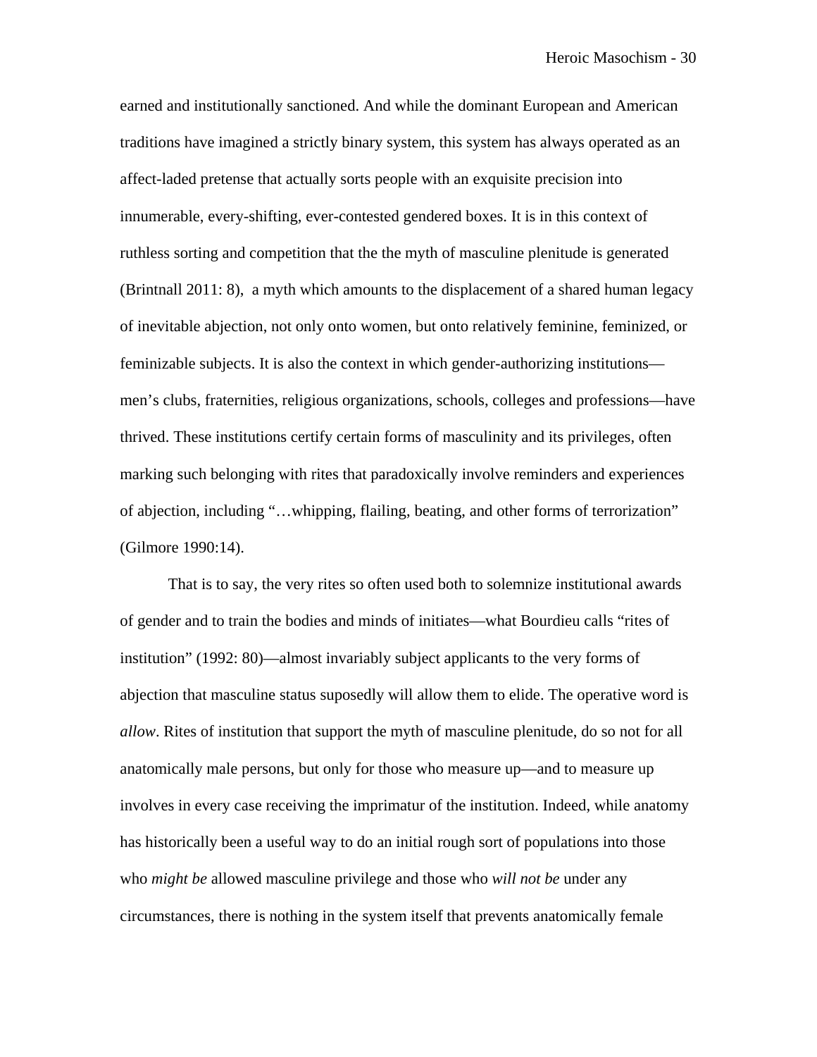earned and institutionally sanctioned. And while the dominant European and American traditions have imagined a strictly binary system, this system has always operated as an affect-laded pretense that actually sorts people with an exquisite precision into innumerable, every-shifting, ever-contested gendered boxes. It is in this context of ruthless sorting and competition that the the myth of masculine plenitude is generated (Brintnall 2011: 8),  a myth which amounts to the displacement of a shared human legacy of inevitable abjection, not only onto women, but onto relatively feminine, feminized, or feminizable subjects. It is also the context in which gender-authorizing institutions—men's clubs, fraternities, religious organizations, schools, colleges and professions—have thrived. These institutions certify certain forms of masculinity and its privileges, often marking such belonging with rites that paradoxically involve reminders and experiences of abjection, including "…whipping, flailing, beating, and other forms of terrorization" (Gilmore 1990:14).

That is to say, the very rites so often used both to solemnize institutional awards of gender and to train the bodies and minds of initiates—what Bourdieu calls "rites of institution" (1992: 80)—almost invariably subject applicants to the very forms of abjection that masculine status suposedly will allow them to elide. The operative word is *allow*. Rites of institution that support the myth of masculine plenitude, do so not for all anatomically male persons, but only for those who measure up—and to measure up involves in every case receiving the imprimatur of the institution. Indeed, while anatomy has historically been a useful way to do an initial rough sort of populations into those who *might be* allowed masculine privilege and those who *will not be* under any circumstances, there is nothing in the system itself that prevents anatomically female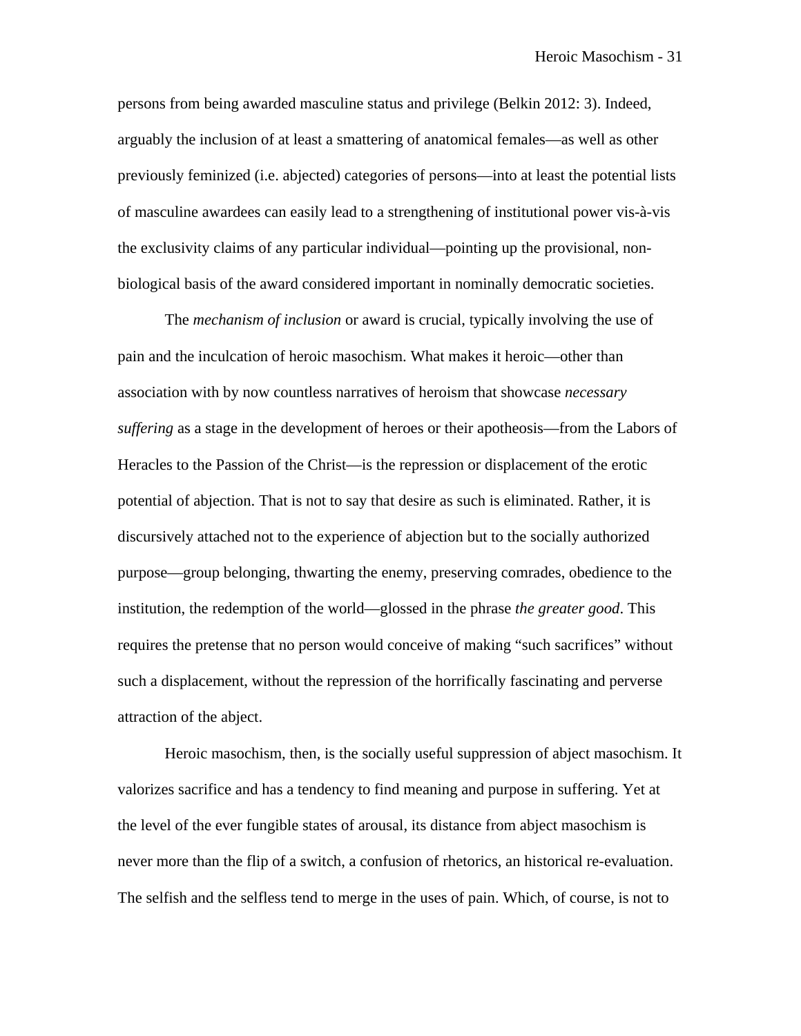persons from being awarded masculine status and privilege (Belkin 2012: 3). Indeed, arguably the inclusion of at least a smattering of anatomical females—as well as other previously feminized (i.e. abjected) categories of persons—into at least the potential lists of masculine awardees can easily lead to a strengthening of institutional power vis-à-vis the exclusivity claims of any particular individual—pointing up the provisional, non-biological basis of the award considered important in nominally democratic societies.

The *mechanism of inclusion* or award is crucial, typically involving the use of pain and the inculcation of heroic masochism. What makes it heroic—other than association with by now countless narratives of heroism that showcase *necessary suffering* as a stage in the development of heroes or their apotheosis—from the Labors of Heracles to the Passion of the Christ—is the repression or displacement of the erotic potential of abjection. That is not to say that desire as such is eliminated. Rather, it is discursively attached not to the experience of abjection but to the socially authorized purpose—group belonging, thwarting the enemy, preserving comrades, obedience to the institution, the redemption of the world—glossed in the phrase *the greater good*. This requires the pretense that no person would conceive of making "such sacrifices" without such a displacement, without the repression of the horrifically fascinating and perverse attraction of the abject.

Heroic masochism, then, is the socially useful suppression of abject masochism. It valorizes sacrifice and has a tendency to find meaning and purpose in suffering. Yet at the level of the ever fungible states of arousal, its distance from abject masochism is never more than the flip of a switch, a confusion of rhetorics, an historical re-evaluation. The selfish and the selfless tend to merge in the uses of pain. Which, of course, is not to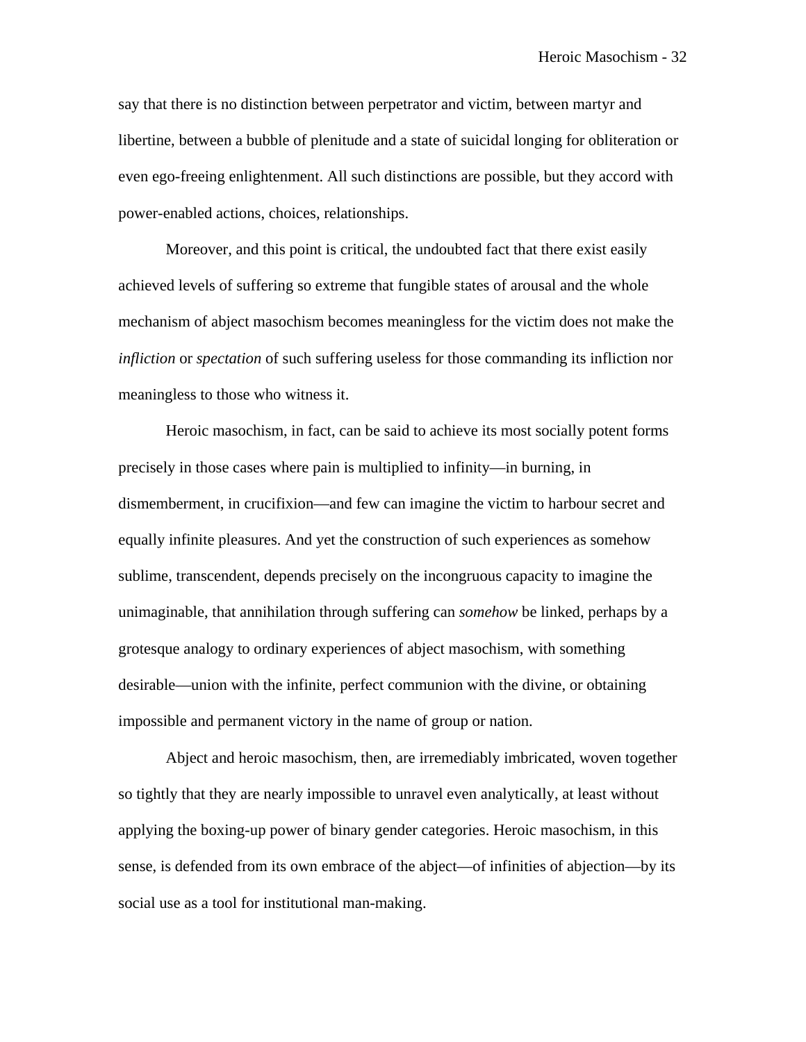say that there is no distinction between perpetrator and victim, between martyr and libertine, between a bubble of plenitude and a state of suicidal longing for obliteration or even ego-freeing enlightenment. All such distinctions are possible, but they accord with power-enabled actions, choices, relationships.

Moreover, and this point is critical, the undoubted fact that there exist easily achieved levels of suffering so extreme that fungible states of arousal and the whole mechanism of abject masochism becomes meaningless for the victim does not make the *infliction* or *spectation* of such suffering useless for those commanding its infliction nor meaningless to those who witness it.

Heroic masochism, in fact, can be said to achieve its most socially potent forms precisely in those cases where pain is multiplied to infinity—in burning, in dismemberment, in crucifixion—and few can imagine the victim to harbour secret and equally infinite pleasures. And yet the construction of such experiences as somehow sublime, transcendent, depends precisely on the incongruous capacity to imagine the unimaginable, that annihilation through suffering can *somehow* be linked, perhaps by a grotesque analogy to ordinary experiences of abject masochism, with something desirable—union with the infinite, perfect communion with the divine, or obtaining impossible and permanent victory in the name of group or nation.

Abject and heroic masochism, then, are irremediably imbricated, woven together so tightly that they are nearly impossible to unravel even analytically, at least without applying the boxing-up power of binary gender categories. Heroic masochism, in this sense, is defended from its own embrace of the abject—of infinities of abjection—by its social use as a tool for institutional man-making.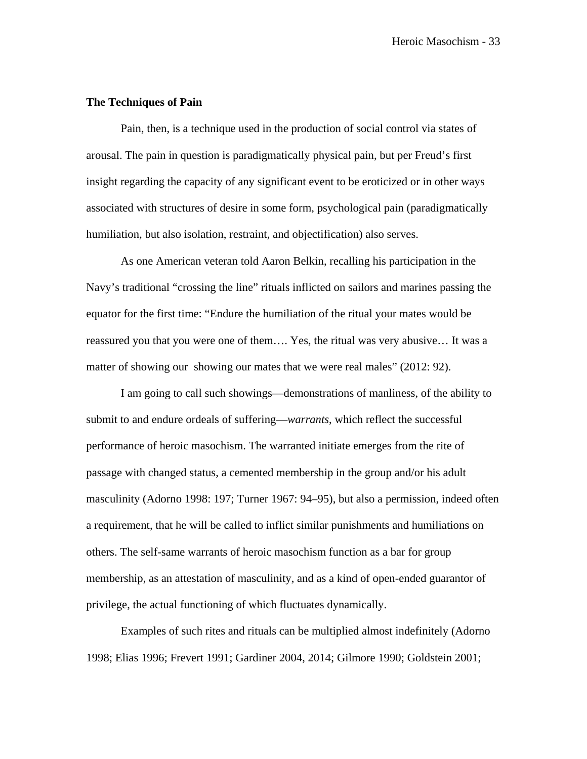**The Techniques of Pain**

Pain, then, is a technique used in the production of social control via states of arousal. The pain in question is paradigmatically physical pain, but per Freud's first insight regarding the capacity of any significant event to be eroticized or in other ways associated with structures of desire in some form, psychological pain (paradigmatically humiliation, but also isolation, restraint, and objectification) also serves.

As one American veteran told Aaron Belkin, recalling his participation in the Navy's traditional "crossing the line" rituals inflicted on sailors and marines passing the equator for the first time: "Endure the humiliation of the ritual your mates would be reassured you that you were one of them…. Yes, the ritual was very abusive… It was a matter of showing our showing our mates that we were real males" (2012: 92).

I am going to call such showings—demonstrations of manliness, of the ability to submit to and endure ordeals of suffering—*warrants*, which reflect the successful performance of heroic masochism. The warranted initiate emerges from the rite of passage with changed status, a cemented membership in the group and/or his adult masculinity (Adorno 1998: 197; Turner 1967: 94–95), but also a permission, indeed often a requirement, that he will be called to inflict similar punishments and humiliations on others. The self-same warrants of heroic masochism function as a bar for group membership, as an attestation of masculinity, and as a kind of open-ended guarantor of privilege, the actual functioning of which fluctuates dynamically.

Examples of such rites and rituals can be multiplied almost indefinitely (Adorno 1998; Elias 1996; Frevert 1991; Gardiner 2004, 2014; Gilmore 1990; Goldstein 2001;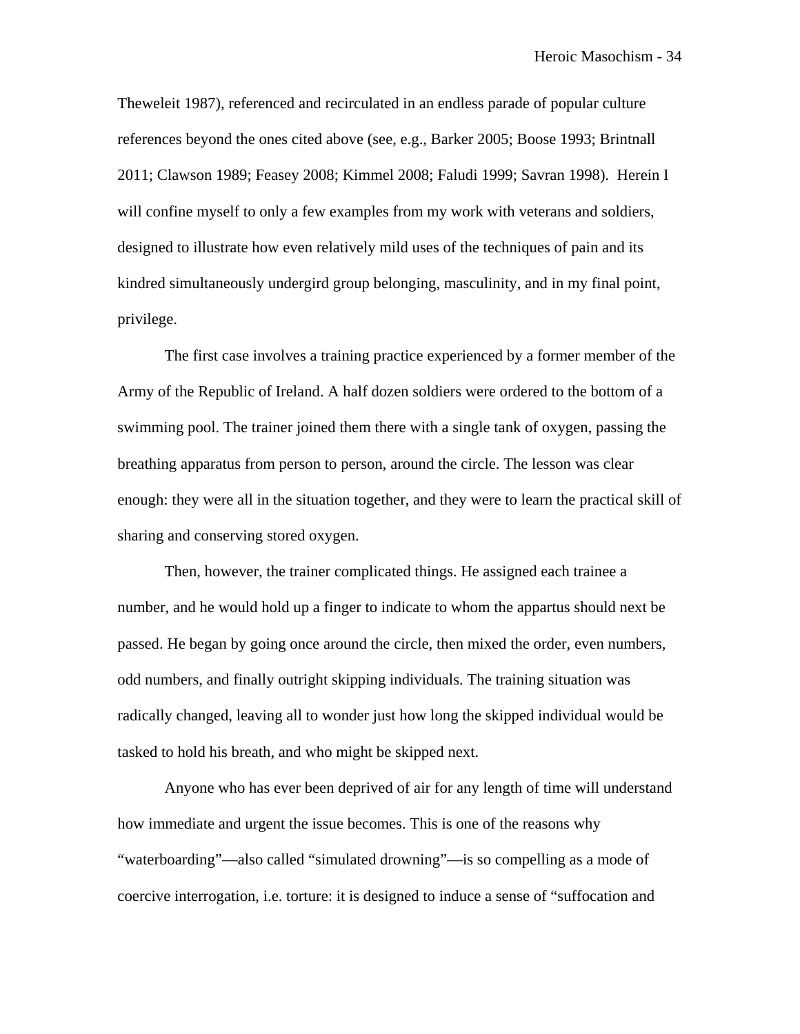Theweleit 1987), referenced and recirculated in an endless parade of popular culture references beyond the ones cited above (see, e.g., Barker 2005; Boose 1993; Brintnall 2011; Clawson 1989; Feasey 2008; Kimmel 2008; Faludi 1999; Savran 1998). Herein I will confine myself to only a few examples from my work with veterans and soldiers, designed to illustrate how even relatively mild uses of the techniques of pain and its kindred simultaneously undergird group belonging, masculinity, and in my final point, privilege.

The first case involves a training practice experienced by a former member of the Army of the Republic of Ireland. A half dozen soldiers were ordered to the bottom of a swimming pool. The trainer joined them there with a single tank of oxygen, passing the breathing apparatus from person to person, around the circle. The lesson was clear enough: they were all in the situation together, and they were to learn the practical skill of sharing and conserving stored oxygen.

Then, however, the trainer complicated things. He assigned each trainee a number, and he would hold up a finger to indicate to whom the appartus should next be passed. He began by going once around the circle, then mixed the order, even numbers, odd numbers, and finally outright skipping individuals. The training situation was radically changed, leaving all to wonder just how long the skipped individual would be tasked to hold his breath, and who might be skipped next.

Anyone who has ever been deprived of air for any length of time will understand how immediate and urgent the issue becomes. This is one of the reasons why "waterboarding"—also called "simulated drowning"—is so compelling as a mode of coercive interrogation, i.e. torture: it is designed to induce a sense of "suffocation and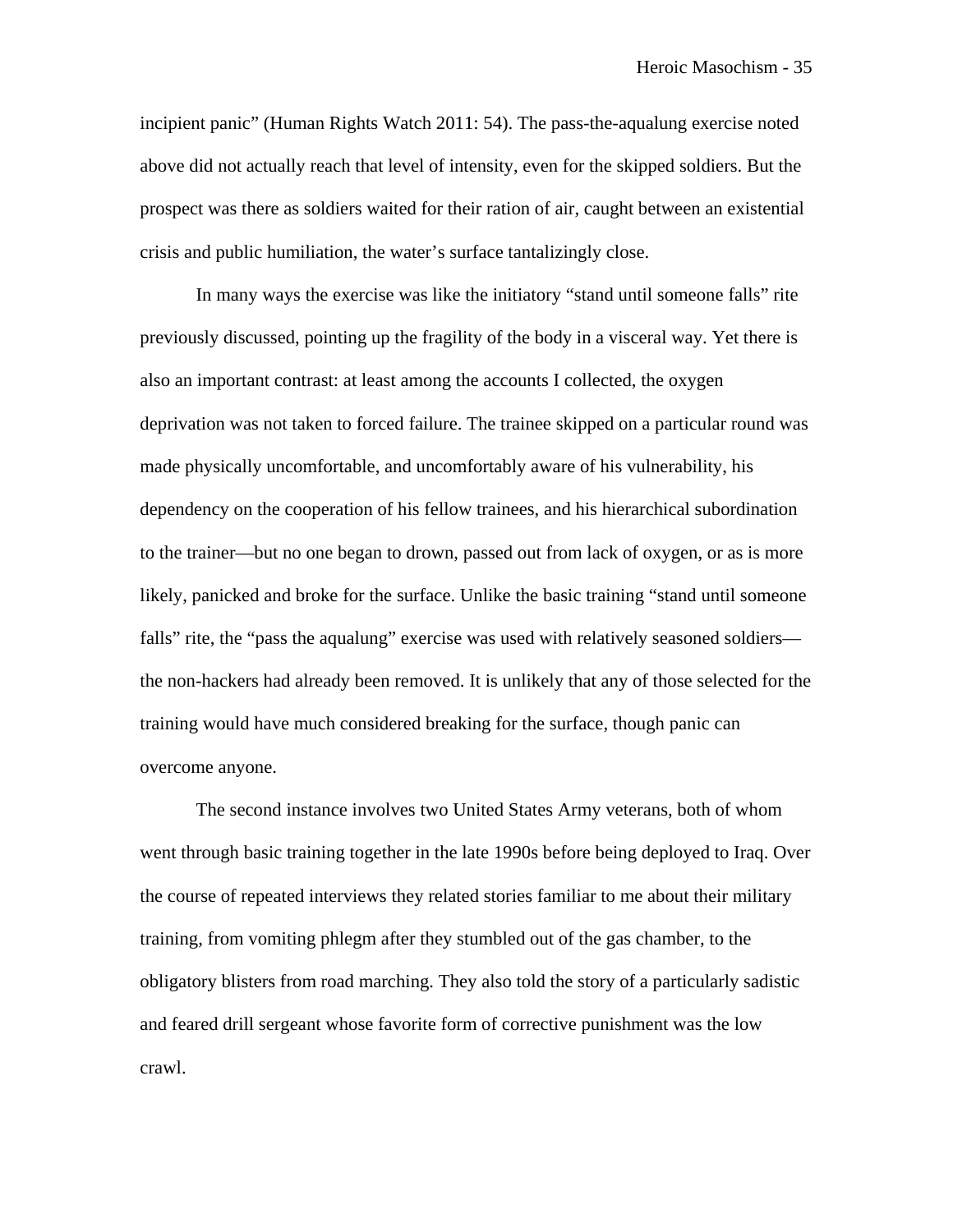incipient panic" (Human Rights Watch 2011: 54). The pass-the-aqualung exercise noted above did not actually reach that level of intensity, even for the skipped soldiers. But the prospect was there as soldiers waited for their ration of air, caught between an existential crisis and public humiliation, the water's surface tantalizingly close.

In many ways the exercise was like the initiatory "stand until someone falls" rite previously discussed, pointing up the fragility of the body in a visceral way. Yet there is also an important contrast: at least among the accounts I collected, the oxygen deprivation was not taken to forced failure. The trainee skipped on a particular round was made physically uncomfortable, and uncomfortably aware of his vulnerability, his dependency on the cooperation of his fellow trainees, and his hierarchical subordination to the trainer—but no one began to drown, passed out from lack of oxygen, or as is more likely, panicked and broke for the surface. Unlike the basic training "stand until someone falls" rite, the "pass the aqualung" exercise was used with relatively seasoned soldiers—the non-hackers had already been removed. It is unlikely that any of those selected for the training would have much considered breaking for the surface, though panic can overcome anyone.

The second instance involves two United States Army veterans, both of whom went through basic training together in the late 1990s before being deployed to Iraq. Over the course of repeated interviews they related stories familiar to me about their military training, from vomiting phlegm after they stumbled out of the gas chamber, to the obligatory blisters from road marching. They also told the story of a particularly sadistic and feared drill sergeant whose favorite form of corrective punishment was the low crawl.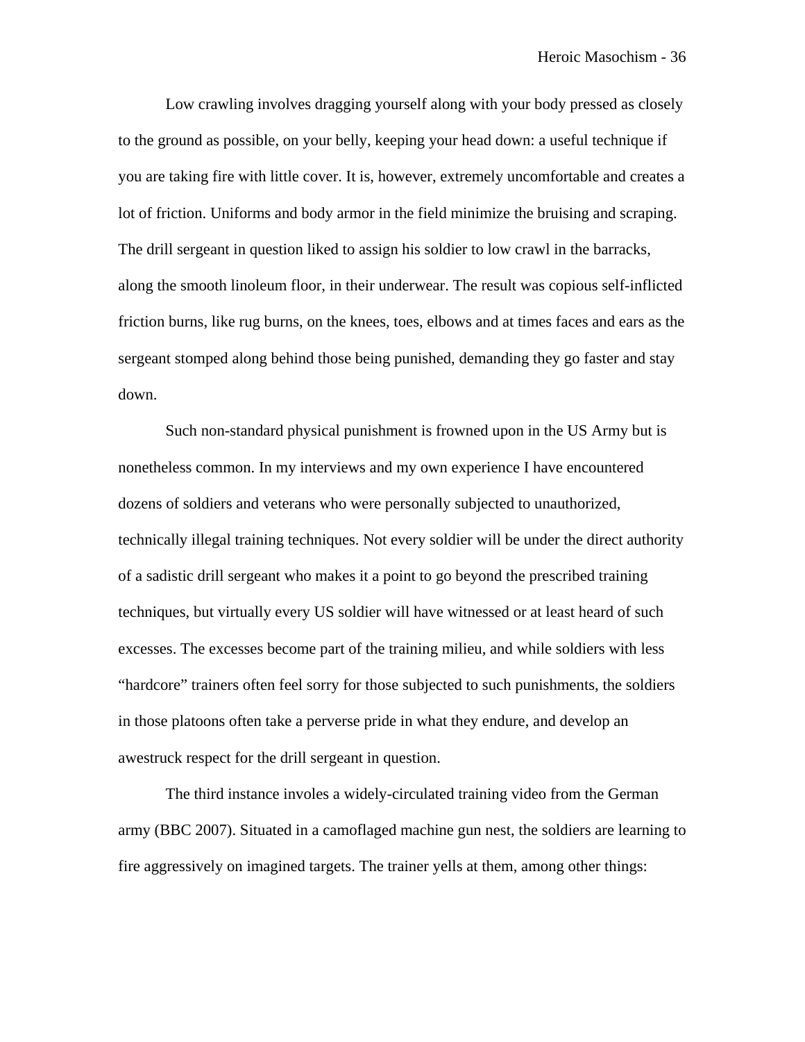Low crawling involves dragging yourself along with your body pressed as closely to the ground as possible, on your belly, keeping your head down: a useful technique if you are taking fire with little cover. It is, however, extremely uncomfortable and creates a lot of friction. Uniforms and body armor in the field minimize the bruising and scraping. The drill sergeant in question liked to assign his soldier to low crawl in the barracks, along the smooth linoleum floor, in their underwear. The result was copious self-inflicted friction burns, like rug burns, on the knees, toes, elbows and at times faces and ears as the sergeant stomped along behind those being punished, demanding they go faster and stay down.

Such non-standard physical punishment is frowned upon in the US Army but is nonetheless common. In my interviews and my own experience I have encountered dozens of soldiers and veterans who were personally subjected to unauthorized, technically illegal training techniques. Not every soldier will be under the direct authority of a sadistic drill sergeant who makes it a point to go beyond the prescribed training techniques, but virtually every US soldier will have witnessed or at least heard of such excesses. The excesses become part of the training milieu, and while soldiers with less "hardcore" trainers often feel sorry for those subjected to such punishments, the soldiers in those platoons often take a perverse pride in what they endure, and develop an awestruck respect for the drill sergeant in question.

The third instance involes a widely-circulated training video from the German army (BBC 2007). Situated in a camoflaged machine gun nest, the soldiers are learning to fire aggressively on imagined targets. The trainer yells at them, among other things: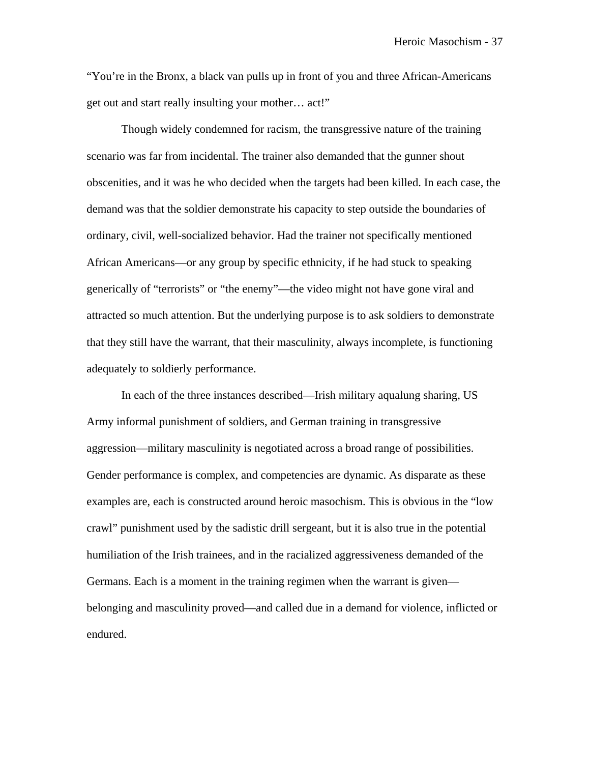"You're in the Bronx, a black van pulls up in front of you and three African-Americans get out and start really insulting your mother… act!"

Though widely condemned for racism, the transgressive nature of the training scenario was far from incidental. The trainer also demanded that the gunner shout obscenities, and it was he who decided when the targets had been killed. In each case, the demand was that the soldier demonstrate his capacity to step outside the boundaries of ordinary, civil, well-socialized behavior. Had the trainer not specifically mentioned African Americans—or any group by specific ethnicity, if he had stuck to speaking generically of "terrorists" or "the enemy"—the video might not have gone viral and attracted so much attention. But the underlying purpose is to ask soldiers to demonstrate that they still have the warrant, that their masculinity, always incomplete, is functioning adequately to soldierly performance.

In each of the three instances described—Irish military aqualung sharing, US Army informal punishment of soldiers, and German training in transgressive aggression—military masculinity is negotiated across a broad range of possibilities. Gender performance is complex, and competencies are dynamic. As disparate as these examples are, each is constructed around heroic masochism. This is obvious in the "low crawl" punishment used by the sadistic drill sergeant, but it is also true in the potential humiliation of the Irish trainees, and in the racialized aggressiveness demanded of the Germans. Each is a moment in the training regimen when the warrant is given—belonging and masculinity proved—and called due in a demand for violence, inflicted or endured.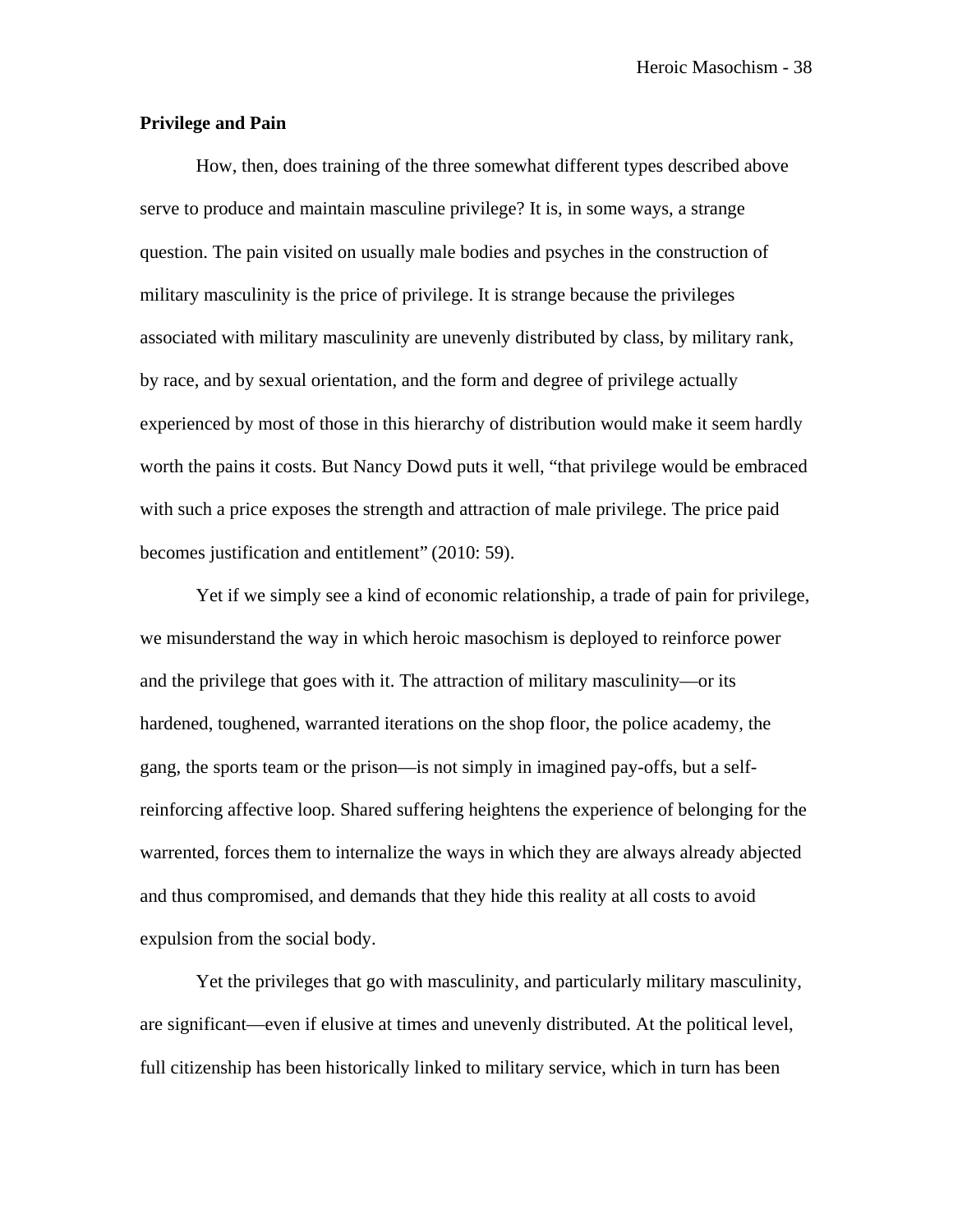**Privilege and Pain**

How, then, does training of the three somewhat different types described above serve to produce and maintain masculine privilege? It is, in some ways, a strange question. The pain visited on usually male bodies and psyches in the construction of military masculinity is the price of privilege. It is strange because the privileges associated with military masculinity are unevenly distributed by class, by military rank, by race, and by sexual orientation, and the form and degree of privilege actually experienced by most of those in this hierarchy of distribution would make it seem hardly worth the pains it costs. But Nancy Dowd puts it well, "that privilege would be embraced with such a price exposes the strength and attraction of male privilege. The price paid becomes justification and entitlement" (2010: 59).

Yet if we simply see a kind of economic relationship, a trade of pain for privilege, we misunderstand the way in which heroic masochism is deployed to reinforce power and the privilege that goes with it. The attraction of military masculinity—or its hardened, toughened, warranted iterations on the shop floor, the police academy, the gang, the sports team or the prison—is not simply in imagined pay-offs, but a self-reinforcing affective loop. Shared suffering heightens the experience of belonging for the warrented, forces them to internalize the ways in which they are always already abjected and thus compromised, and demands that they hide this reality at all costs to avoid expulsion from the social body.

Yet the privileges that go with masculinity, and particularly military masculinity, are significant—even if elusive at times and unevenly distributed. At the political level, full citizenship has been historically linked to military service, which in turn has been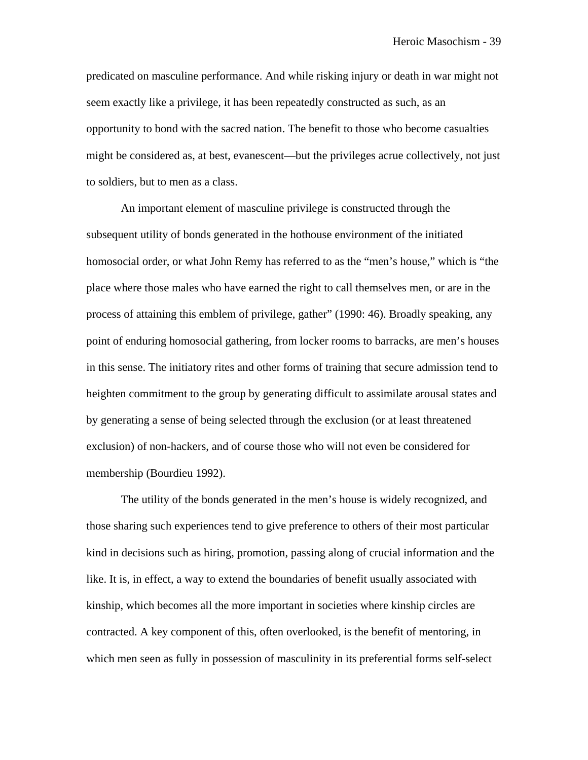predicated on masculine performance. And while risking injury or death in war might not seem exactly like a privilege, it has been repeatedly constructed as such, as an opportunity to bond with the sacred nation. The benefit to those who become casualties might be considered as, at best, evanescent—but the privileges acrue collectively, not just to soldiers, but to men as a class.

An important element of masculine privilege is constructed through the subsequent utility of bonds generated in the hothouse environment of the initiated homosocial order, or what John Remy has referred to as the "men's house," which is "the place where those males who have earned the right to call themselves men, or are in the process of attaining this emblem of privilege, gather" (1990: 46). Broadly speaking, any point of enduring homosocial gathering, from locker rooms to barracks, are men's houses in this sense. The initiatory rites and other forms of training that secure admission tend to heighten commitment to the group by generating difficult to assimilate arousal states and by generating a sense of being selected through the exclusion (or at least threatened exclusion) of non-hackers, and of course those who will not even be considered for membership (Bourdieu 1992).

The utility of the bonds generated in the men's house is widely recognized, and those sharing such experiences tend to give preference to others of their most particular kind in decisions such as hiring, promotion, passing along of crucial information and the like. It is, in effect, a way to extend the boundaries of benefit usually associated with kinship, which becomes all the more important in societies where kinship circles are contracted. A key component of this, often overlooked, is the benefit of mentoring, in which men seen as fully in possession of masculinity in its preferential forms self-select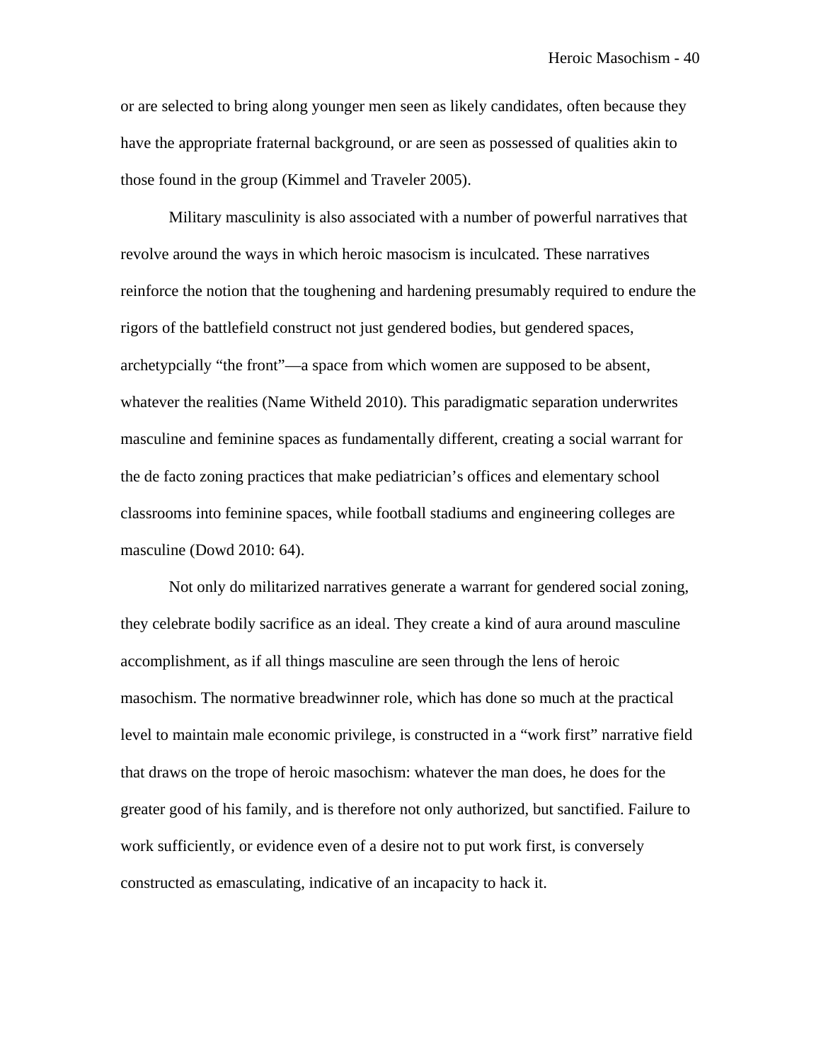or are selected to bring along younger men seen as likely candidates, often because they have the appropriate fraternal background, or are seen as possessed of qualities akin to those found in the group (Kimmel and Traveler 2005).

Military masculinity is also associated with a number of powerful narratives that revolve around the ways in which heroic masocism is inculcated. These narratives reinforce the notion that the toughening and hardening presumably required to endure the rigors of the battlefield construct not just gendered bodies, but gendered spaces, archetypcially "the front"—a space from which women are supposed to be absent, whatever the realities (Name Witheld 2010). This paradigmatic separation underwrites masculine and feminine spaces as fundamentally different, creating a social warrant for the de facto zoning practices that make pediatrician's offices and elementary school classrooms into feminine spaces, while football stadiums and engineering colleges are masculine (Dowd 2010: 64).

Not only do militarized narratives generate a warrant for gendered social zoning, they celebrate bodily sacrifice as an ideal. They create a kind of aura around masculine accomplishment, as if all things masculine are seen through the lens of heroic masochism. The normative breadwinner role, which has done so much at the practical level to maintain male economic privilege, is constructed in a "work first" narrative field that draws on the trope of heroic masochism: whatever the man does, he does for the greater good of his family, and is therefore not only authorized, but sanctified. Failure to work sufficiently, or evidence even of a desire not to put work first, is conversely constructed as emasculating, indicative of an incapacity to hack it.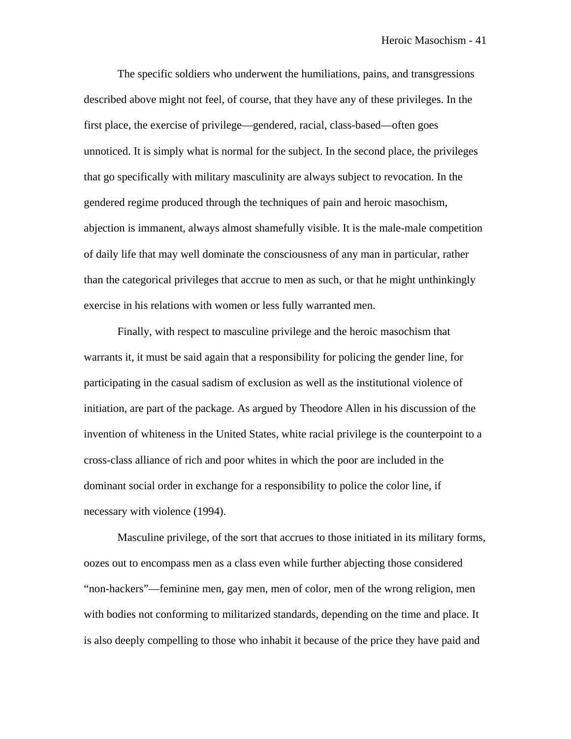The specific soldiers who underwent the humiliations, pains, and transgressions described above might not feel, of course, that they have any of these privileges. In the first place, the exercise of privilege—gendered, racial, class-based—often goes unnoticed. It is simply what is normal for the subject. In the second place, the privileges that go specifically with military masculinity are always subject to revocation. In the gendered regime produced through the techniques of pain and heroic masochism, abjection is immanent, always almost shamefully visible. It is the male-male competition of daily life that may well dominate the consciousness of any man in particular, rather than the categorical privileges that accrue to men as such, or that he might unthinkingly exercise in his relations with women or less fully warranted men.

Finally, with respect to masculine privilege and the heroic masochism that warrants it, it must be said again that a responsibility for policing the gender line, for participating in the casual sadism of exclusion as well as the institutional violence of initiation, are part of the package. As argued by Theodore Allen in his discussion of the invention of whiteness in the United States, white racial privilege is the counterpoint to a cross-class alliance of rich and poor whites in which the poor are included in the dominant social order in exchange for a responsibility to police the color line, if necessary with violence (1994).

Masculine privilege, of the sort that accrues to those initiated in its military forms, oozes out to encompass men as a class even while further abjecting those considered "non-hackers"—feminine men, gay men, men of color, men of the wrong religion, men with bodies not conforming to militarized standards, depending on the time and place. It is also deeply compelling to those who inhabit it because of the price they have paid and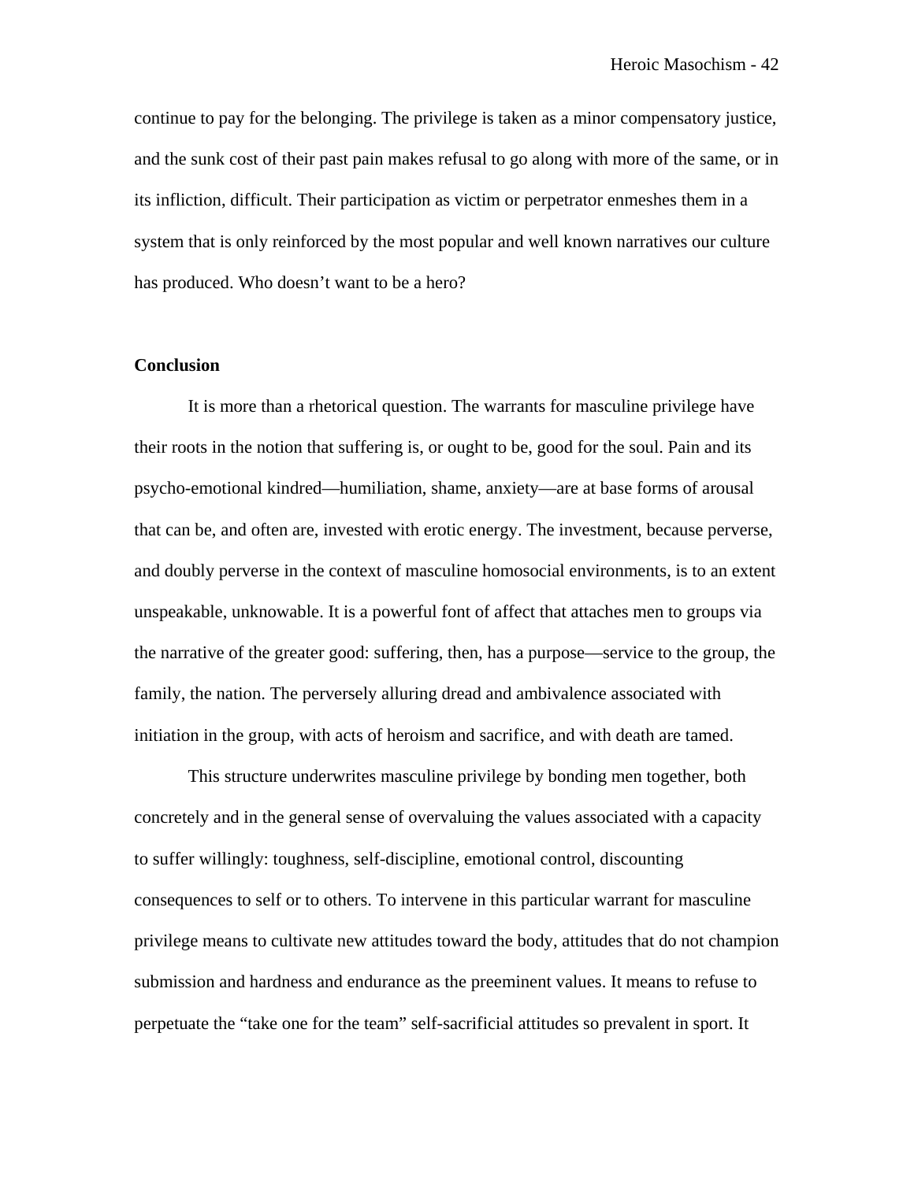continue to pay for the belonging. The privilege is taken as a minor compensatory justice, and the sunk cost of their past pain makes refusal to go along with more of the same, or in its infliction, difficult. Their participation as victim or perpetrator enmeshes them in a system that is only reinforced by the most popular and well known narratives our culture has produced. Who doesn't want to be a hero?

**Conclusion**

It is more than a rhetorical question. The warrants for masculine privilege have their roots in the notion that suffering is, or ought to be, good for the soul. Pain and its psycho-emotional kindred—humiliation, shame, anxiety—are at base forms of arousal that can be, and often are, invested with erotic energy. The investment, because perverse, and doubly perverse in the context of masculine homosocial environments, is to an extent unspeakable, unknowable. It is a powerful font of affect that attaches men to groups via the narrative of the greater good: suffering, then, has a purpose—service to the group, the family, the nation. The perversely alluring dread and ambivalence associated with initiation in the group, with acts of heroism and sacrifice, and with death are tamed.

This structure underwrites masculine privilege by bonding men together, both concretely and in the general sense of overvaluing the values associated with a capacity to suffer willingly: toughness, self-discipline, emotional control, discounting consequences to self or to others. To intervene in this particular warrant for masculine privilege means to cultivate new attitudes toward the body, attitudes that do not champion submission and hardness and endurance as the preeminent values. It means to refuse to perpetuate the "take one for the team" self-sacrificial attitudes so prevalent in sport. It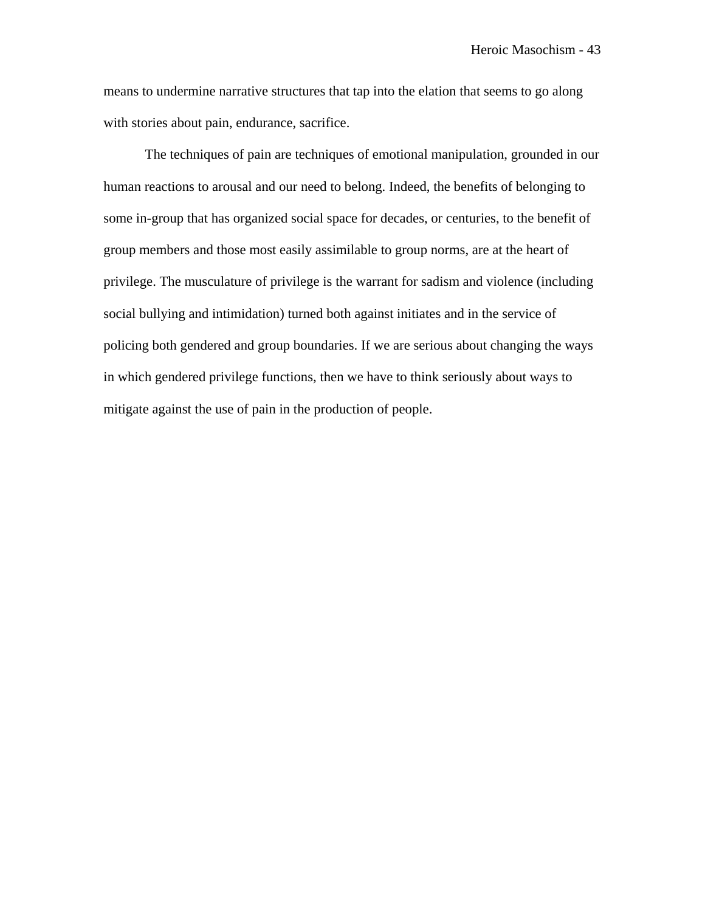means to undermine narrative structures that tap into the elation that seems to go along with stories about pain, endurance, sacrifice.

The techniques of pain are techniques of emotional manipulation, grounded in our human reactions to arousal and our need to belong. Indeed, the benefits of belonging to some in-group that has organized social space for decades, or centuries, to the benefit of group members and those most easily assimilable to group norms, are at the heart of privilege. The musculature of privilege is the warrant for sadism and violence (including social bullying and intimidation) turned both against initiates and in the service of policing both gendered and group boundaries. If we are serious about changing the ways in which gendered privilege functions, then we have to think seriously about ways to mitigate against the use of pain in the production of people.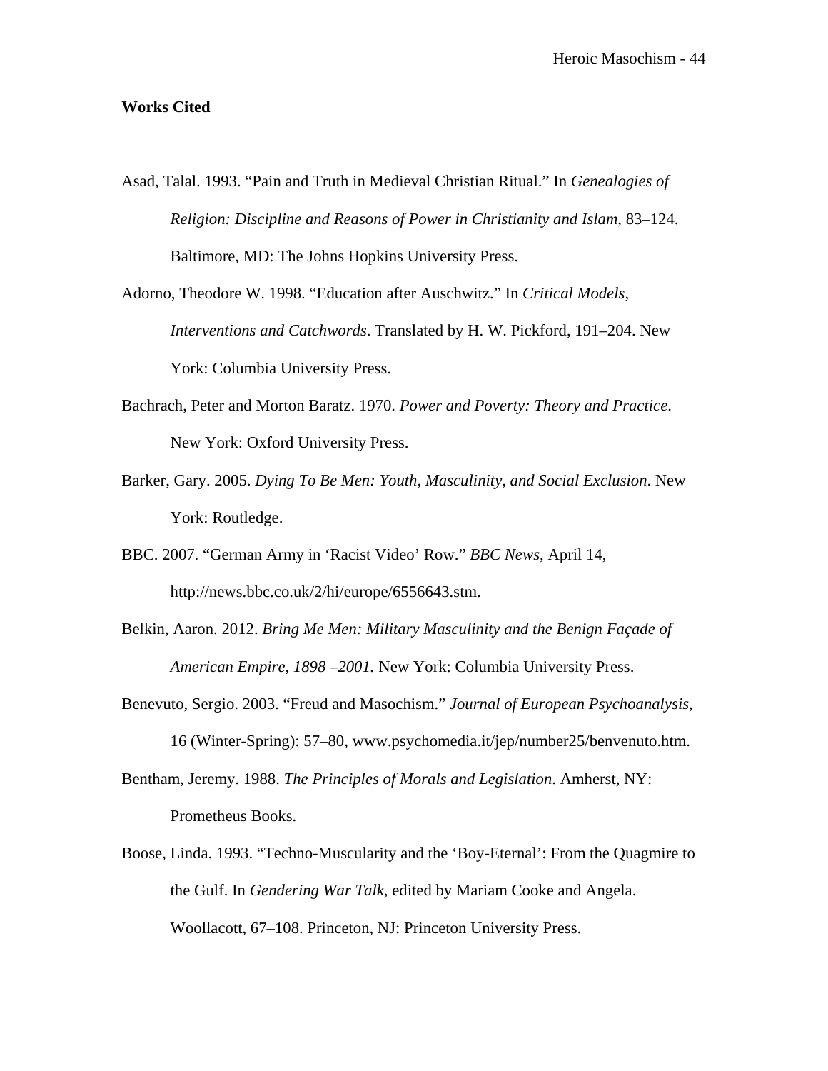**Works Cited**

Asad, Talal. 1993. "Pain and Truth in Medieval Christian Ritual." In *Genealogies of Religion: Discipline and Reasons of Power in Christianity and Islam*, 83–124. Baltimore, MD: The Johns Hopkins University Press.

Adorno, Theodore W. 1998. "Education after Auschwitz." In *Critical Models, Interventions and Catchwords*. Translated by H. W. Pickford, 191–204. New York: Columbia University Press.

Bachrach, Peter and Morton Baratz. 1970. *Power and Poverty: Theory and Practice*. New York: Oxford University Press.

Barker, Gary. 2005. *Dying To Be Men: Youth, Masculinity, and Social Exclusion*. New York: Routledge.

BBC. 2007. "German Army in 'Racist Video' Row." *BBC News*, April 14, http://news.bbc.co.uk/2/hi/europe/6556643.stm.

Belkin, Aaron. 2012. *Bring Me Men: Military Masculinity and the Benign Façade of American Empire, 1898 –2001.* New York: Columbia University Press.

Benevuto, Sergio. 2003. "Freud and Masochism." *Journal of European Psychoanalysis*, 16 (Winter-Spring): 57–80, www.psychomedia.it/jep/number25/benvenuto.htm.

Bentham, Jeremy. 1988. *The Principles of Morals and Legislation*. Amherst, NY: Prometheus Books.

Boose, Linda. 1993. "Techno-Muscularity and the 'Boy-Eternal': From the Quagmire to the Gulf. In *Gendering War Talk*, edited by Mariam Cooke and Angela. Woollacott, 67–108. Princeton, NJ: Princeton University Press.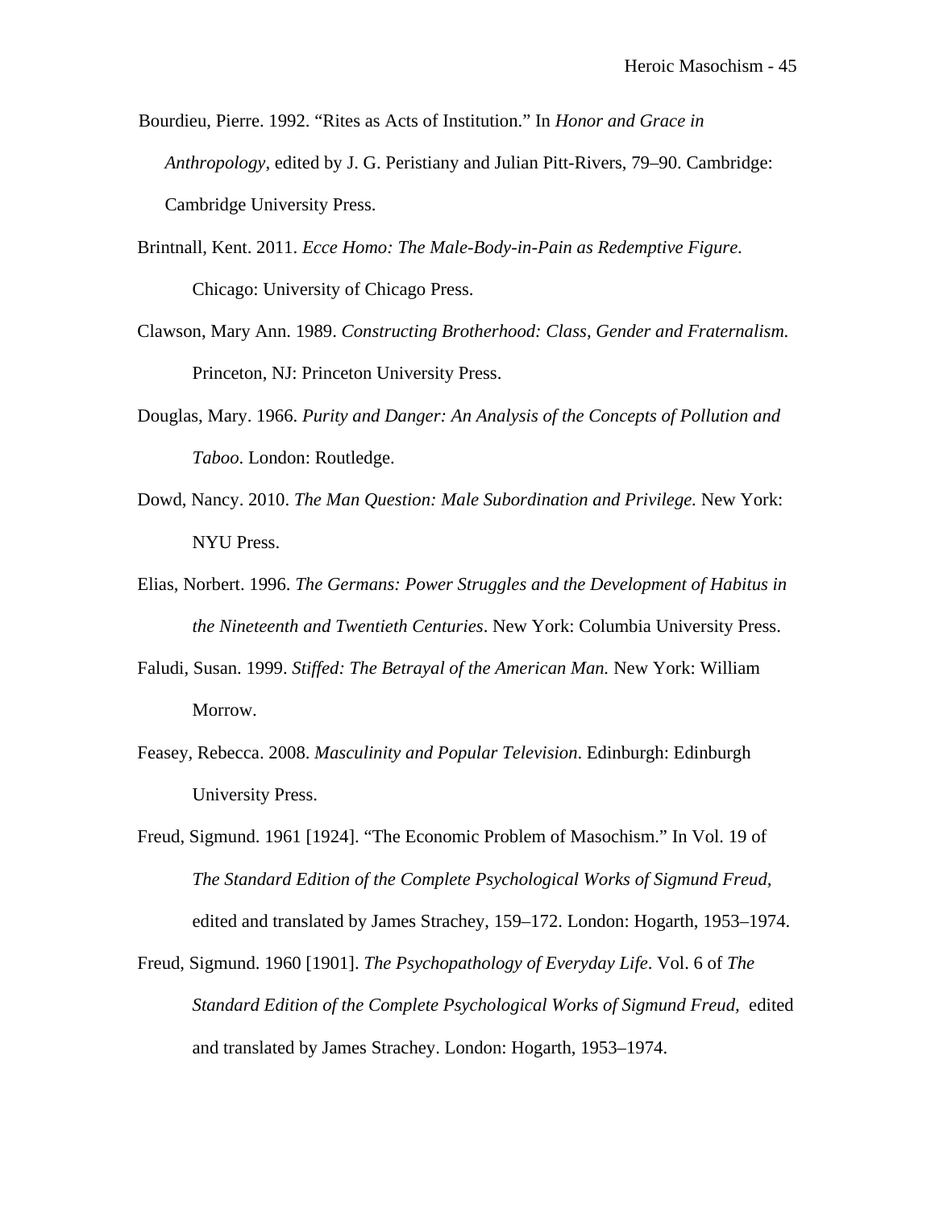Bourdieu, Pierre. 1992. "Rites as Acts of Institution." In *Honor and Grace in Anthropology*, edited by J. G. Peristiany and Julian Pitt-Rivers, 79–90. Cambridge: Cambridge University Press.

Brintnall, Kent. 2011. *Ecce Homo: The Male-Body-in-Pain as Redemptive Figure.* Chicago: University of Chicago Press.

Clawson, Mary Ann. 1989. *Constructing Brotherhood: Class, Gender and Fraternalism.* Princeton, NJ: Princeton University Press.

Douglas, Mary. 1966. *Purity and Danger: An Analysis of the Concepts of Pollution and Taboo*. London: Routledge.

Dowd, Nancy. 2010. *The Man Question: Male Subordination and Privilege.* New York: NYU Press.

Elias, Norbert. 1996. *The Germans: Power Struggles and the Development of Habitus in the Nineteenth and Twentieth Centuries*. New York: Columbia University Press.

Faludi, Susan. 1999. *Stiffed: The Betrayal of the American Man.* New York: William Morrow.

Feasey, Rebecca. 2008. *Masculinity and Popular Television*. Edinburgh: Edinburgh University Press.

Freud, Sigmund. 1961 [1924]. "The Economic Problem of Masochism." In Vol. 19 of *The Standard Edition of the Complete Psychological Works of Sigmund Freud,* edited and translated by James Strachey, 159–172. London: Hogarth, 1953–1974.

Freud, Sigmund. 1960 [1901]. *The Psychopathology of Everyday Life*. Vol. 6 of *The Standard Edition of the Complete Psychological Works of Sigmund Freud,* edited and translated by James Strachey. London: Hogarth, 1953–1974.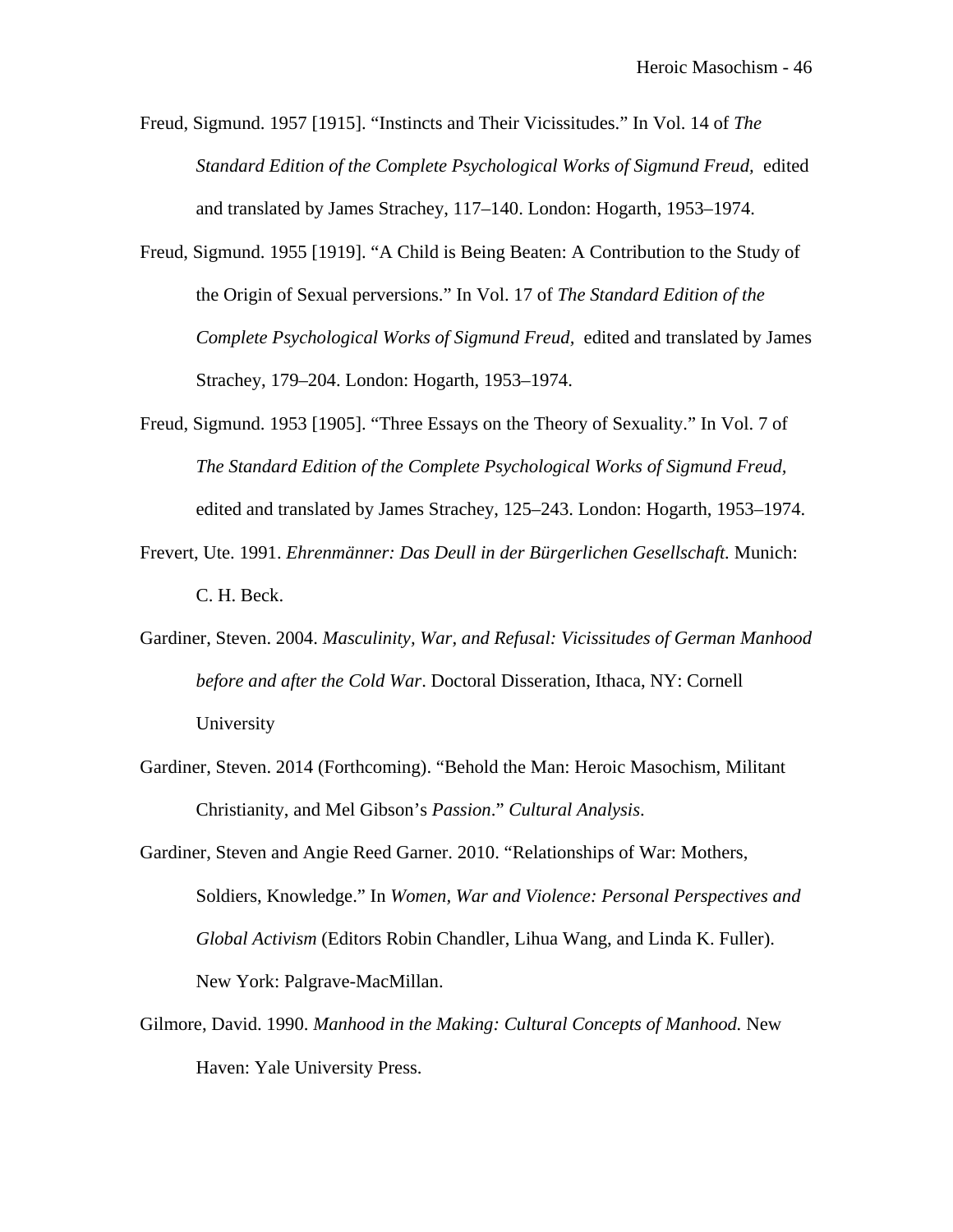Freud, Sigmund. 1957 [1915]. "Instincts and Their Vicissitudes." In Vol. 14 of *The Standard Edition of the Complete Psychological Works of Sigmund Freud,* edited and translated by James Strachey, 117–140. London: Hogarth, 1953–1974.

Freud, Sigmund. 1955 [1919]. "A Child is Being Beaten: A Contribution to the Study of the Origin of Sexual perversions." In Vol. 17 of *The Standard Edition of the Complete Psychological Works of Sigmund Freud,* edited and translated by James Strachey, 179–204. London: Hogarth, 1953–1974.

Freud, Sigmund. 1953 [1905]. "Three Essays on the Theory of Sexuality." In Vol. 7 of *The Standard Edition of the Complete Psychological Works of Sigmund Freud,* edited and translated by James Strachey, 125–243. London: Hogarth, 1953–1974.

Frevert, Ute. 1991. *Ehrenmänner: Das Deull in der Bürgerlichen Gesellschaft.* Munich: C. H. Beck.

Gardiner, Steven. 2004. *Masculinity, War, and Refusal: Vicissitudes of German Manhood before and after the Cold War*. Doctoral Disseration, Ithaca, NY: Cornell University

Gardiner, Steven. 2014 (Forthcoming). "Behold the Man: Heroic Masochism, Militant Christianity, and Mel Gibson's *Passion*." *Cultural Analysis*.

Gardiner, Steven and Angie Reed Garner. 2010. "Relationships of War: Mothers, Soldiers, Knowledge." In *Women, War and Violence: Personal Perspectives and Global Activism* (Editors Robin Chandler, Lihua Wang, and Linda K. Fuller). New York: Palgrave-MacMillan.

Gilmore, David. 1990. *Manhood in the Making: Cultural Concepts of Manhood.* New Haven: Yale University Press.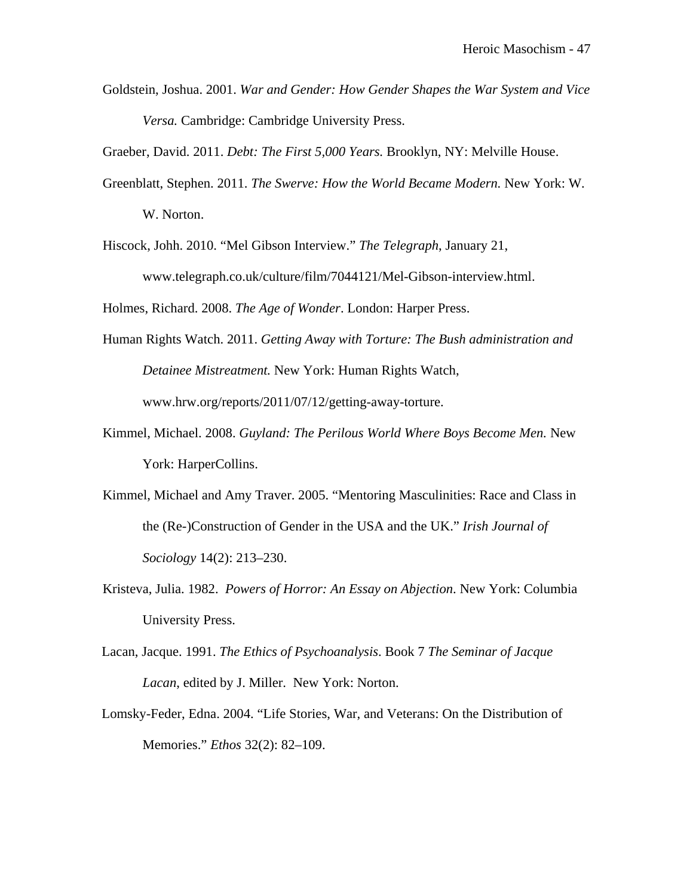Goldstein, Joshua. 2001. *War and Gender: How Gender Shapes the War System and Vice Versa.* Cambridge: Cambridge University Press.

Graeber, David. 2011. *Debt: The First 5,000 Years.* Brooklyn, NY: Melville House.

Greenblatt, Stephen. 2011. *The Swerve: How the World Became Modern.* New York: W. W. Norton.

Hiscock, Johh. 2010. "Mel Gibson Interview." *The Telegraph*, January 21, www.telegraph.co.uk/culture/film/7044121/Mel-Gibson-interview.html.

Holmes, Richard. 2008. *The Age of Wonder*. London: Harper Press.

Human Rights Watch. 2011. *Getting Away with Torture: The Bush administration and Detainee Mistreatment.* New York: Human Rights Watch, www.hrw.org/reports/2011/07/12/getting-away-torture.

Kimmel, Michael. 2008. *Guyland: The Perilous World Where Boys Become Men.* New York: HarperCollins.

Kimmel, Michael and Amy Traver. 2005. "Mentoring Masculinities: Race and Class in the (Re-)Construction of Gender in the USA and the UK." *Irish Journal of Sociology* 14(2): 213–230.

Kristeva, Julia. 1982. *Powers of Horror: An Essay on Abjection*. New York: Columbia University Press.

Lacan, Jacque. 1991. *The Ethics of Psychoanalysis*. Book 7 *The Seminar of Jacque Lacan*, edited by J. Miller. New York: Norton.

Lomsky-Feder, Edna. 2004. "Life Stories, War, and Veterans: On the Distribution of Memories." *Ethos* 32(2): 82–109.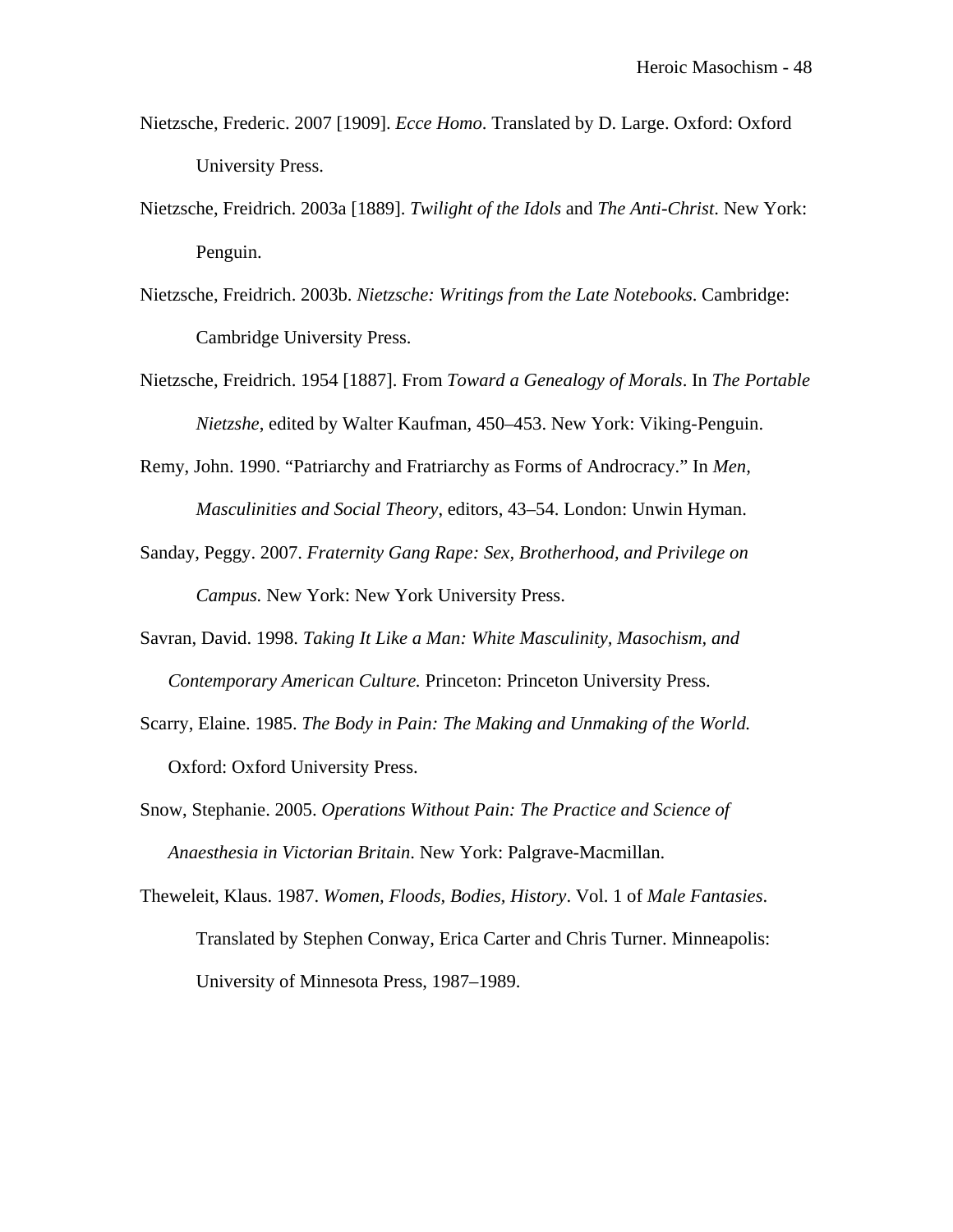Nietzsche, Frederic. 2007 [1909]. *Ecce Homo*. Translated by D. Large. Oxford: Oxford University Press.

Nietzsche, Freidrich. 2003a [1889]. *Twilight of the Idols* and *The Anti-Christ*. New York: Penguin.

Nietzsche, Freidrich. 2003b. *Nietzsche: Writings from the Late Notebooks*. Cambridge: Cambridge University Press.

Nietzsche, Freidrich. 1954 [1887]. From *Toward a Genealogy of Morals*. In *The Portable Nietzshe*, edited by Walter Kaufman, 450–453. New York: Viking-Penguin.

Remy, John. 1990. "Patriarchy and Fratriarchy as Forms of Androcracy." In *Men, Masculinities and Social Theory*, editors, 43–54. London: Unwin Hyman.

Sanday, Peggy. 2007. *Fraternity Gang Rape: Sex, Brotherhood, and Privilege on Campus.* New York: New York University Press.

Savran, David. 1998. *Taking It Like a Man: White Masculinity, Masochism, and Contemporary American Culture.* Princeton: Princeton University Press.

Scarry, Elaine. 1985. *The Body in Pain: The Making and Unmaking of the World.* Oxford: Oxford University Press.

Snow, Stephanie. 2005. *Operations Without Pain: The Practice and Science of Anaesthesia in Victorian Britain*. New York: Palgrave-Macmillan.

Theweleit, Klaus. 1987. *Women, Floods, Bodies, History*. Vol. 1 of *Male Fantasies*. Translated by Stephen Conway, Erica Carter and Chris Turner. Minneapolis: University of Minnesota Press, 1987–1989.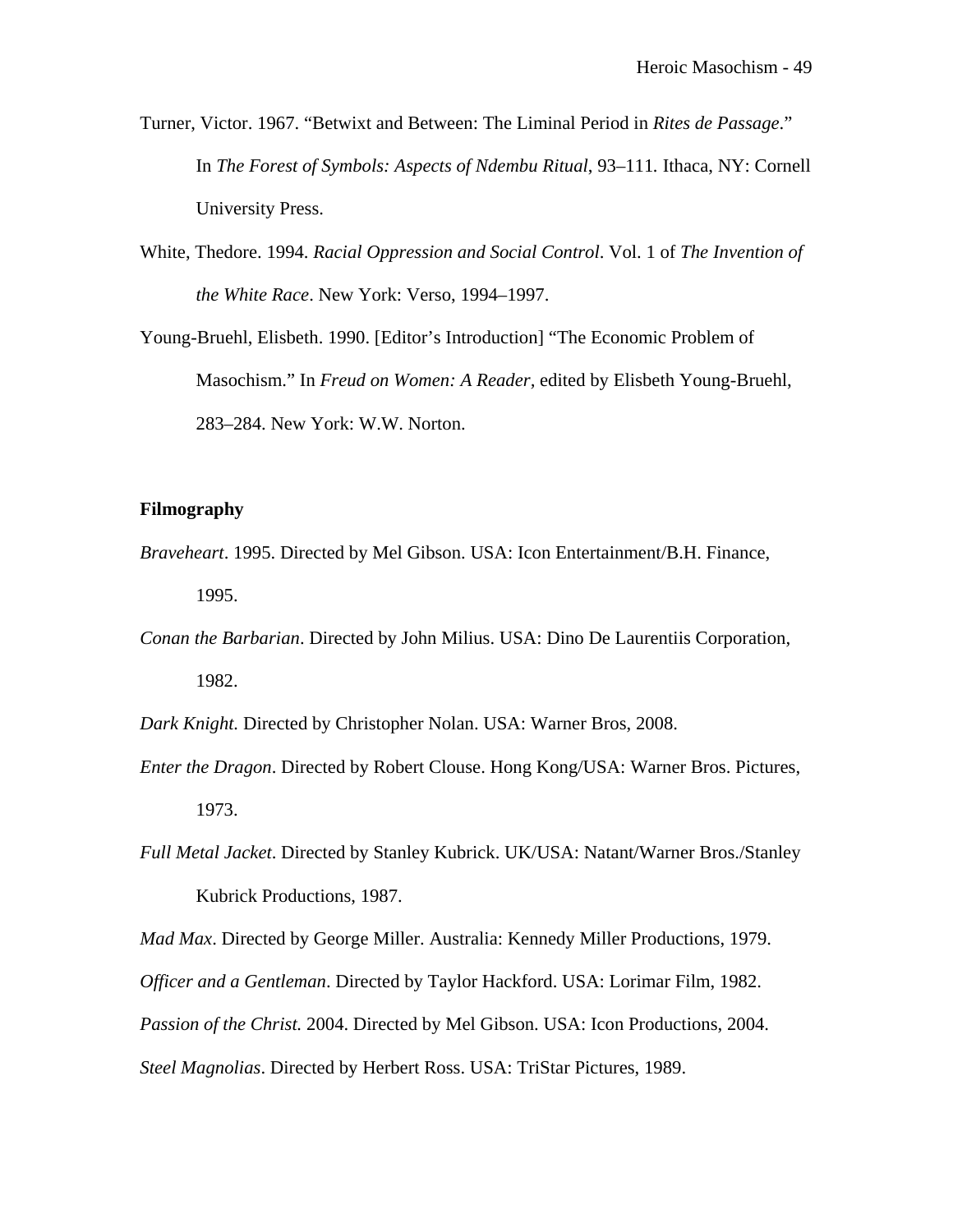Turner, Victor. 1967. "Betwixt and Between: The Liminal Period in *Rites de Passage*." In *The Forest of Symbols: Aspects of Ndembu Ritual*, 93–111. Ithaca, NY: Cornell University Press.

White, Thedore. 1994. *Racial Oppression and Social Control*. Vol. 1 of *The Invention of the White Race*. New York: Verso, 1994–1997.

Young-Bruehl, Elisbeth. 1990. [Editor's Introduction] "The Economic Problem of Masochism." In *Freud on Women: A Reader*, edited by Elisbeth Young-Bruehl, 283–284. New York: W.W. Norton.

**Filmography**

*Braveheart*. 1995. Directed by Mel Gibson. USA: Icon Entertainment/B.H. Finance, 1995.

*Conan the Barbarian*. Directed by John Milius. USA: Dino De Laurentiis Corporation, 1982.

*Dark Knight.* Directed by Christopher Nolan. USA: Warner Bros, 2008.

*Enter the Dragon*. Directed by Robert Clouse. Hong Kong/USA: Warner Bros. Pictures, 1973.

*Full Metal Jacket*. Directed by Stanley Kubrick. UK/USA: Natant/Warner Bros./Stanley Kubrick Productions, 1987.

*Mad Max*. Directed by George Miller. Australia: Kennedy Miller Productions, 1979.

*Officer and a Gentleman*. Directed by Taylor Hackford. USA: Lorimar Film, 1982.

*Passion of the Christ.* 2004. Directed by Mel Gibson. USA: Icon Productions, 2004.

*Steel Magnolias*. Directed by Herbert Ross. USA: TriStar Pictures, 1989.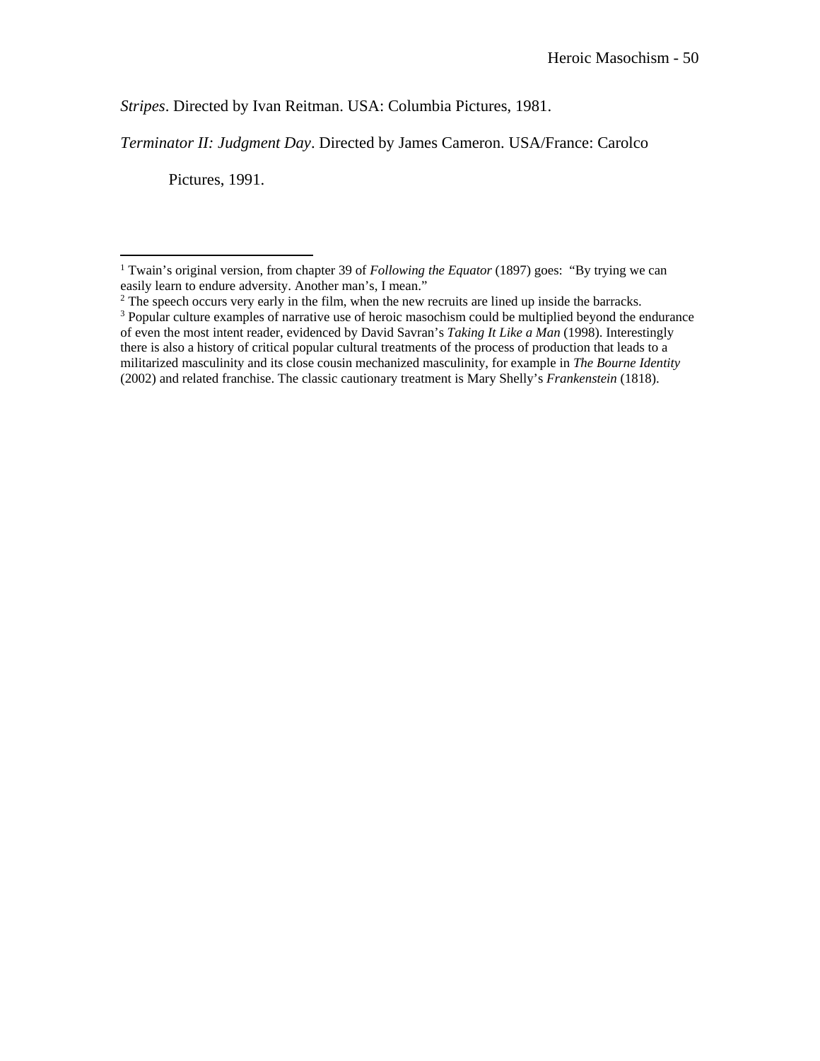*Stripes*. Directed by Ivan Reitman. USA: Columbia Pictures, 1981.

*Terminator II: Judgment Day*. Directed by James Cameron. USA/France: Carolco Pictures, 1991.

---

[1] Twain's original version, from chapter 39 of *Following the Equator* (1897) goes: "By trying we can easily learn to endure adversity. Another man's, I mean."

[2] The speech occurs very early in the film, when the new recruits are lined up inside the barracks.

[3] Popular culture examples of narrative use of heroic masochism could be multiplied beyond the endurance of even the most intent reader, evidenced by David Savran's *Taking It Like a Man* (1998). Interestingly there is also a history of critical popular cultural treatments of the process of production that leads to a militarized masculinity and its close cousin mechanized masculinity, for example in *The Bourne Identity* (2002) and related franchise. The classic cautionary treatment is Mary Shelly's *Frankenstein* (1818).